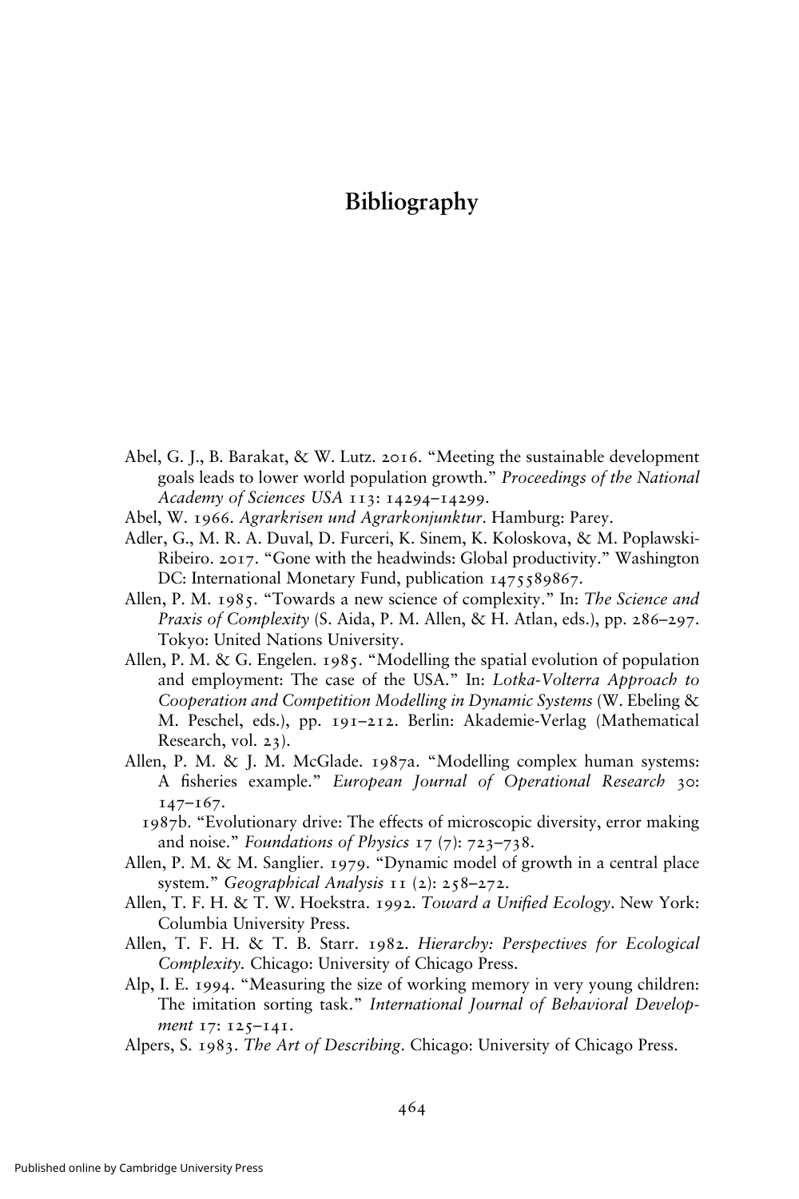# Bibliography

Abel, G. J., B. Barakat, & W. Lutz. 2016. "Meeting the sustainable development goals leads to lower world population growth." *Proceedings of the National Academy of Sciences USA* 113: 14294–14299.

Abel, W. 1966. *Agrarkrisen und Agrarkonjunktur*. Hamburg: Parey.

Adler, G., M. R. A. Duval, D. Furceri, K. Sinem, K. Koloskova, & M. Poplawski-Ribeiro. 2017. "Gone with the headwinds: Global productivity." Washington DC: International Monetary Fund, publication 1475589867.

Allen, P. M. 1985. "Towards a new science of complexity." In: *The Science and Praxis of Complexity* (S. Aida, P. M. Allen, & H. Atlan, eds.), pp. 286–297. Tokyo: United Nations University.

Allen, P. M. & G. Engelen. 1985. "Modelling the spatial evolution of population and employment: The case of the USA." In: *Lotka-Volterra Approach to Cooperation and Competition Modelling in Dynamic Systems* (W. Ebeling & M. Peschel, eds.), pp. 191–212. Berlin: Akademie-Verlag (Mathematical Research, vol. 23).

Allen, P. M. & J. M. McGlade. 1987a. "Modelling complex human systems: A fisheries example." *European Journal of Operational Research* 30: 147–167.

1987b. "Evolutionary drive: The effects of microscopic diversity, error making and noise." *Foundations of Physics* 17 (7): 723–738.

Allen, P. M. & M. Sanglier. 1979. "Dynamic model of growth in a central place system." *Geographical Analysis* 11 (2): 258–272.

Allen, T. F. H. & T. W. Hoekstra. 1992. *Toward a Unified Ecology*. New York: Columbia University Press.

Allen, T. F. H. & T. B. Starr. 1982. *Hierarchy: Perspectives for Ecological Complexity*. Chicago: University of Chicago Press.

Alp, I. E. 1994. "Measuring the size of working memory in very young children: The imitation sorting task." *International Journal of Behavioral Development* 17: 125–141.

Alpers, S. 1983. *The Art of Describing*. Chicago: University of Chicago Press.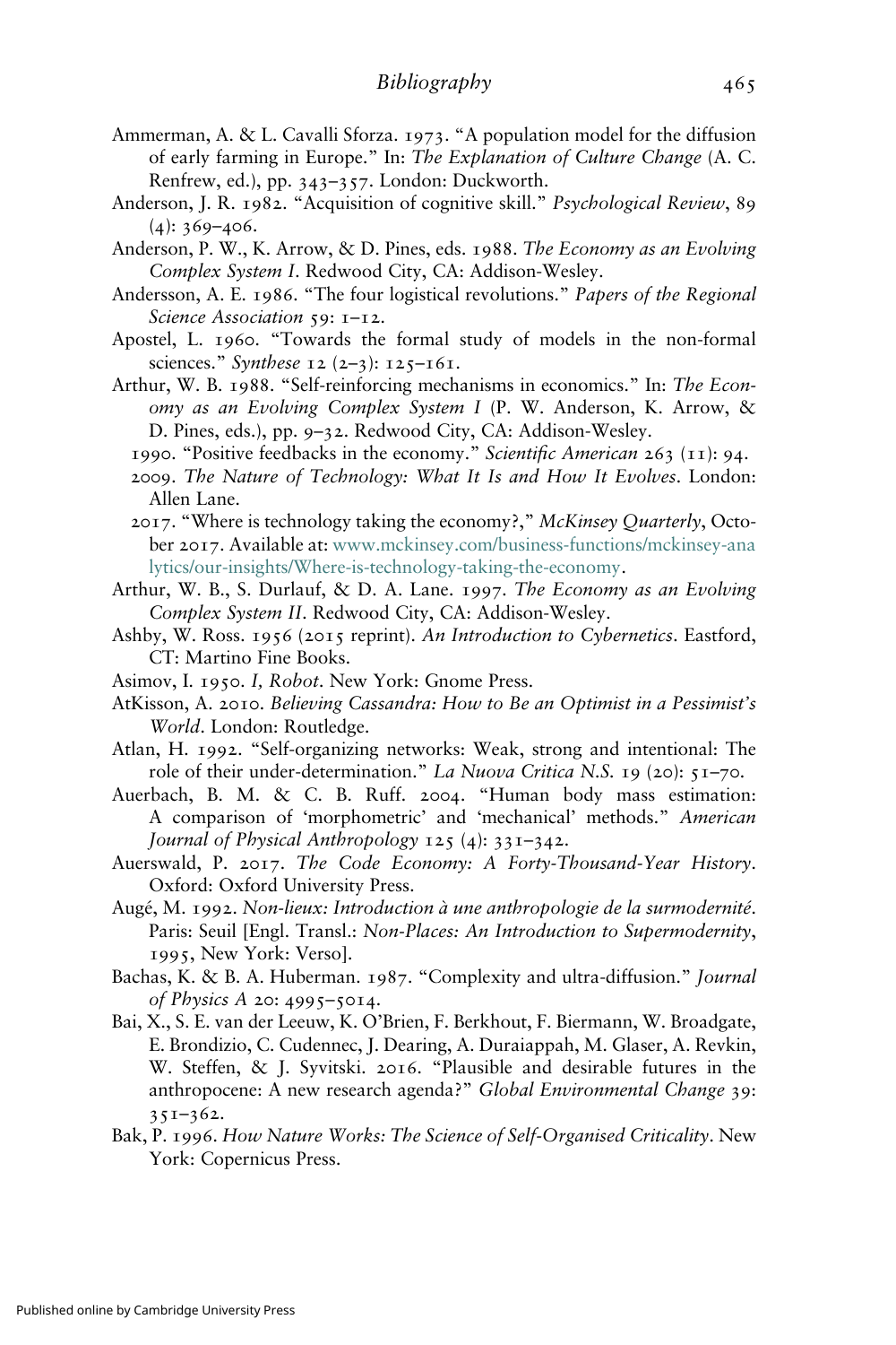Ammerman, A. & L. Cavalli Sforza. 1973. "A population model for the diffusion of early farming in Europe." In: *The Explanation of Culture Change* (A. C. Renfrew, ed.), pp. 343–357. London: Duckworth.

Anderson, J. R. 1982. "Acquisition of cognitive skill." *Psychological Review*, 89 (4): 369–406.

Anderson, P. W., K. Arrow, & D. Pines, eds. 1988. *The Economy as an Evolving Complex System I*. Redwood City, CA: Addison-Wesley.

Andersson, A. E. 1986. "The four logistical revolutions." *Papers of the Regional Science Association* 59: 1–12.

Apostel, L. 1960. "Towards the formal study of models in the non-formal sciences." *Synthese* 12 (2–3): 125–161.

Arthur, W. B. 1988. "Self-reinforcing mechanisms in economics." In: *The Economy as an Evolving Complex System I* (P. W. Anderson, K. Arrow, & D. Pines, eds.), pp. 9–32. Redwood City, CA: Addison-Wesley.

1990. "Positive feedbacks in the economy." *Scientific American* 263 (11): 94.

2009. *The Nature of Technology: What It Is and How It Evolves*. London: Allen Lane.

2017. "Where is technology taking the economy?," *McKinsey Quarterly*, October 2017. Available at: www.mckinsey.com/business-functions/mckinsey-analytics/our-insights/Where-is-technology-taking-the-economy.

Arthur, W. B., S. Durlauf, & D. A. Lane. 1997. *The Economy as an Evolving Complex System II*. Redwood City, CA: Addison-Wesley.

Ashby, W. Ross. 1956 (2015 reprint). *An Introduction to Cybernetics*. Eastford, CT: Martino Fine Books.

Asimov, I. 1950. *I, Robot*. New York: Gnome Press.

AtKisson, A. 2010. *Believing Cassandra: How to Be an Optimist in a Pessimist's World*. London: Routledge.

Atlan, H. 1992. "Self-organizing networks: Weak, strong and intentional: The role of their under-determination." *La Nuova Critica N.S.* 19 (20): 51–70.

Auerbach, B. M. & C. B. Ruff. 2004. "Human body mass estimation: A comparison of 'morphometric' and 'mechanical' methods." *American Journal of Physical Anthropology* 125 (4): 331–342.

Auerswald, P. 2017. *The Code Economy: A Forty-Thousand-Year History*. Oxford: Oxford University Press.

Augé, M. 1992. *Non-lieux: Introduction à une anthropologie de la surmodernité*. Paris: Seuil [Engl. Transl.: *Non-Places: An Introduction to Supermodernity*, 1995, New York: Verso].

Bachas, K. & B. A. Huberman. 1987. "Complexity and ultra-diffusion." *Journal of Physics A* 20: 4995–5014.

Bai, X., S. E. van der Leeuw, K. O'Brien, F. Berkhout, F. Biermann, W. Broadgate, E. Brondizio, C. Cudennec, J. Dearing, A. Duraiappah, M. Glaser, A. Revkin, W. Steffen, & J. Syvitski. 2016. "Plausible and desirable futures in the anthropocene: A new research agenda?" *Global Environmental Change* 39: 351–362.

Bak, P. 1996. *How Nature Works: The Science of Self-Organised Criticality*. New York: Copernicus Press.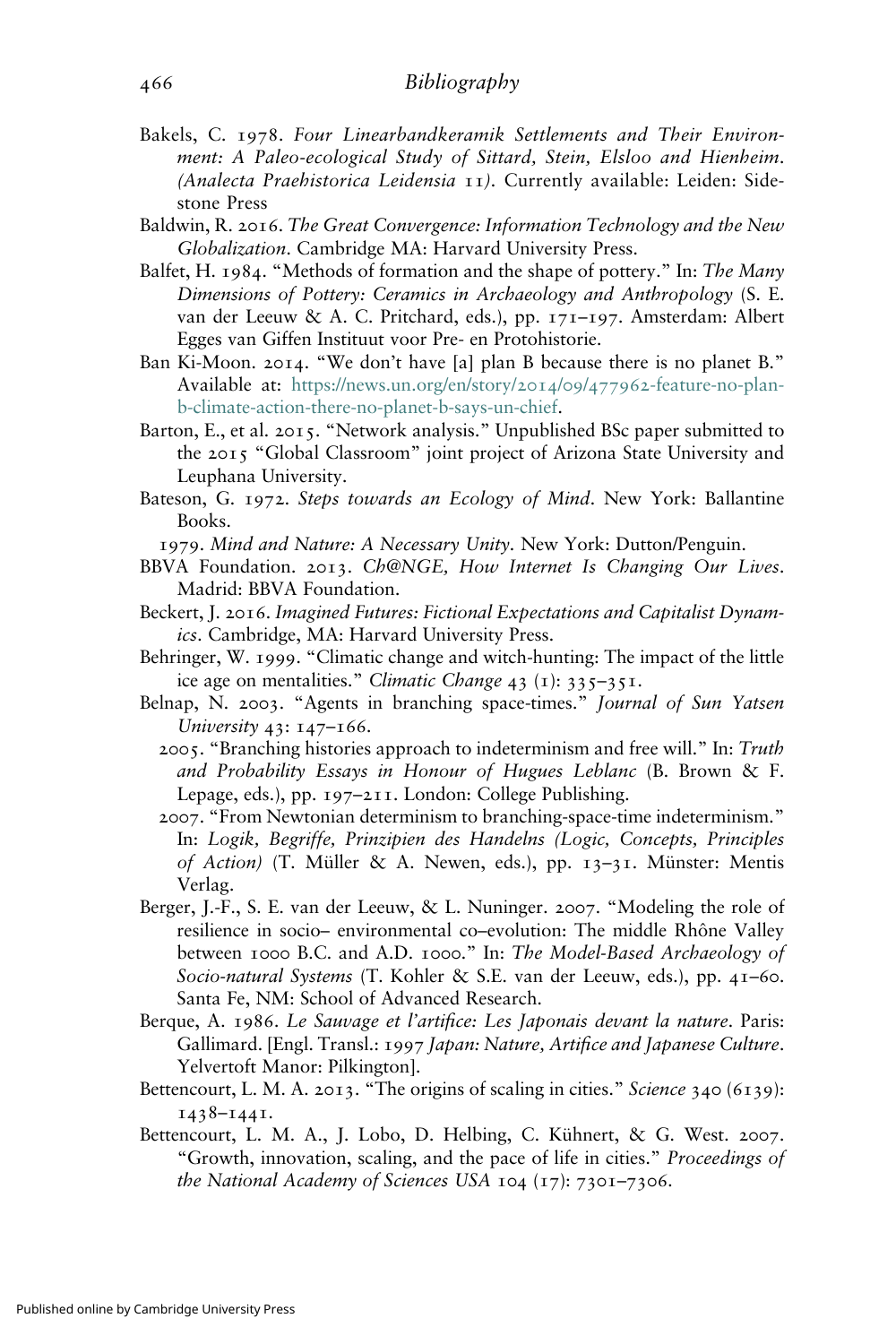Bakels, C. 1978. *Four Linearbandkeramik Settlements and Their Environment: A Paleo-ecological Study of Sittard, Stein, Elsloo and Hienheim. (Analecta Praehistorica Leidensia 11)*. Currently available: Leiden: Sidestone Press

Baldwin, R. 2016. *The Great Convergence: Information Technology and the New Globalization*. Cambridge MA: Harvard University Press.

Balfet, H. 1984. "Methods of formation and the shape of pottery." In: *The Many Dimensions of Pottery: Ceramics in Archaeology and Anthropology* (S. E. van der Leeuw & A. C. Pritchard, eds.), pp. 171–197. Amsterdam: Albert Egges van Giffen Instituut voor Pre- en Protohistorie.

Ban Ki-Moon. 2014. "We don't have [a] plan B because there is no planet B." Available at: https://news.un.org/en/story/2014/09/477962-feature-no-plan-b-climate-action-there-no-planet-b-says-un-chief.

Barton, E., et al. 2015. "Network analysis." Unpublished BSc paper submitted to the 2015 "Global Classroom" joint project of Arizona State University and Leuphana University.

Bateson, G. 1972. *Steps towards an Ecology of Mind*. New York: Ballantine Books.

1979. *Mind and Nature: A Necessary Unity*. New York: Dutton/Penguin.

BBVA Foundation. 2013. *Ch@NGE, How Internet Is Changing Our Lives*. Madrid: BBVA Foundation.

Beckert, J. 2016. *Imagined Futures: Fictional Expectations and Capitalist Dynamics*. Cambridge, MA: Harvard University Press.

Behringer, W. 1999. "Climatic change and witch-hunting: The impact of the little ice age on mentalities." *Climatic Change* 43 (1): 335–351.

Belnap, N. 2003. "Agents in branching space-times." *Journal of Sun Yatsen University* 43: 147–166.

2005. "Branching histories approach to indeterminism and free will." In: *Truth and Probability Essays in Honour of Hugues Leblanc* (B. Brown & F. Lepage, eds.), pp. 197–211. London: College Publishing.

2007. "From Newtonian determinism to branching-space-time indeterminism." In: *Logik, Begriffe, Prinzipien des Handelns (Logic, Concepts, Principles of Action)* (T. Müller & A. Newen, eds.), pp. 13–31. Münster: Mentis Verlag.

Berger, J.-F., S. E. van der Leeuw, & L. Nuninger. 2007. "Modeling the role of resilience in socio– environmental co–evolution: The middle Rhône Valley between 1000 B.C. and A.D. 1000." In: *The Model-Based Archaeology of Socio-natural Systems* (T. Kohler & S.E. van der Leeuw, eds.), pp. 41–60. Santa Fe, NM: School of Advanced Research.

Berque, A. 1986. *Le Sauvage et l'artifice: Les Japonais devant la nature*. Paris: Gallimard. [Engl. Transl.: 1997 *Japan: Nature, Artifice and Japanese Culture*. Yelvertoft Manor: Pilkington].

Bettencourt, L. M. A. 2013. "The origins of scaling in cities." *Science* 340 (6139): 1438–1441.

Bettencourt, L. M. A., J. Lobo, D. Helbing, C. Kühnert, & G. West. 2007. "Growth, innovation, scaling, and the pace of life in cities." *Proceedings of the National Academy of Sciences USA* 104 (17): 7301–7306.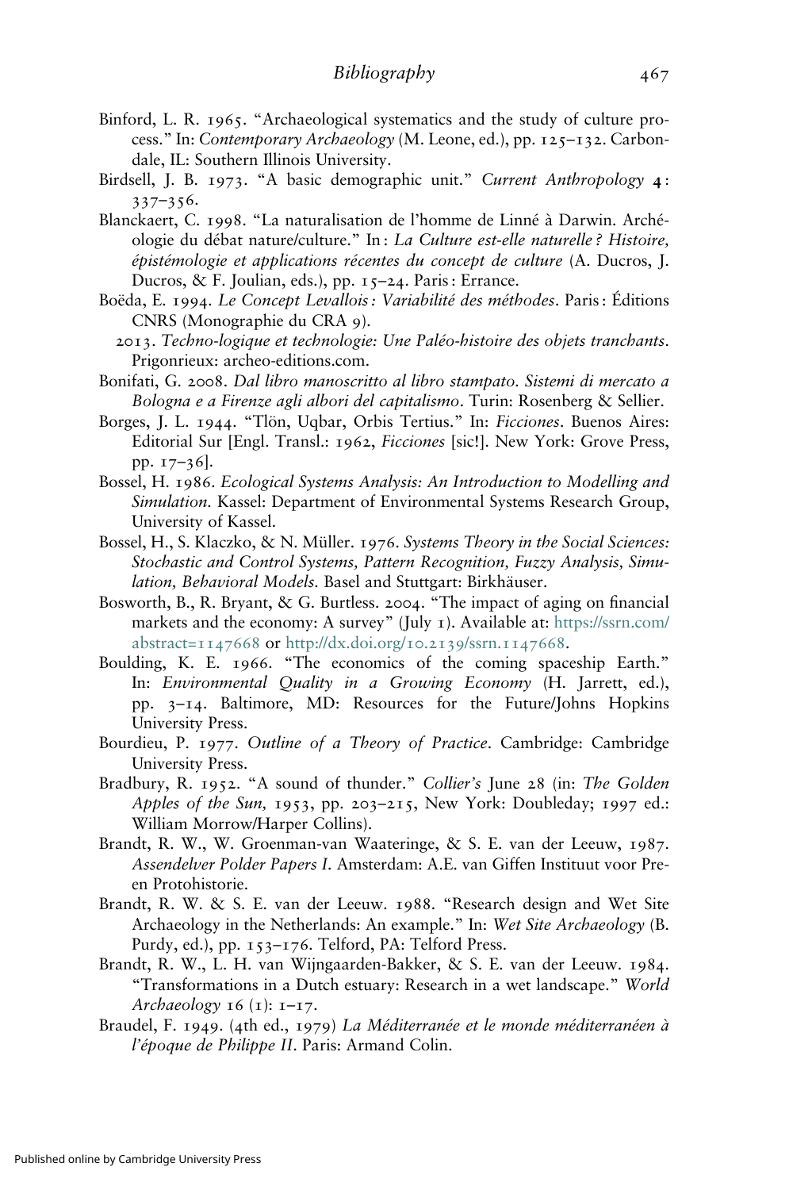Binford, L. R. 1965. "Archaeological systematics and the study of culture process." In: *Contemporary Archaeology* (M. Leone, ed.), pp. 125–132. Carbondale, IL: Southern Illinois University.

Birdsell, J. B. 1973. "A basic demographic unit." *Current Anthropology* **4**: 337–356.

Blanckaert, C. 1998. "La naturalisation de l'homme de Linné à Darwin. Archéologie du débat nature/culture." In : *La Culture est-elle naturelle ? Histoire, épistémologie et applications récentes du concept de culture* (A. Ducros, J. Ducros, & F. Joulian, eds.), pp. 15–24. Paris : Errance.

Boëda, E. 1994. *Le Concept Levallois : Variabilité des méthodes*. Paris : Éditions CNRS (Monographie du CRA 9).

2013. *Techno-logique et technologie: Une Paléo-histoire des objets tranchants*. Prigonrieux: archeo-editions.com.

Bonifati, G. 2008. *Dal libro manoscritto al libro stampato. Sistemi di mercato a Bologna e a Firenze agli albori del capitalismo*. Turin: Rosenberg & Sellier.

Borges, J. L. 1944. "Tlön, Uqbar, Orbis Tertius." In: *Ficciones*. Buenos Aires: Editorial Sur [Engl. Transl.: 1962, *Ficciones* [sic!]. New York: Grove Press, pp. 17–36].

Bossel, H. 1986. *Ecological Systems Analysis: An Introduction to Modelling and Simulation*. Kassel: Department of Environmental Systems Research Group, University of Kassel.

Bossel, H., S. Klaczko, & N. Müller. 1976. *Systems Theory in the Social Sciences: Stochastic and Control Systems, Pattern Recognition, Fuzzy Analysis, Simulation, Behavioral Models*. Basel and Stuttgart: Birkhäuser.

Bosworth, B., R. Bryant, & G. Burtless. 2004. "The impact of aging on financial markets and the economy: A survey" (July 1). Available at: https://ssrn.com/abstract=1147668 or http://dx.doi.org/10.2139/ssrn.1147668.

Boulding, K. E. 1966. "The economics of the coming spaceship Earth." In: *Environmental Quality in a Growing Economy* (H. Jarrett, ed.), pp. 3–14. Baltimore, MD: Resources for the Future/Johns Hopkins University Press.

Bourdieu, P. 1977. *Outline of a Theory of Practice*. Cambridge: Cambridge University Press.

Bradbury, R. 1952. "A sound of thunder." *Collier's* June 28 (in: *The Golden Apples of the Sun*, 1953, pp. 203–215, New York: Doubleday; 1997 ed.: William Morrow/Harper Collins).

Brandt, R. W., W. Groenman-van Waateringe, & S. E. van der Leeuw, 1987. *Assendelver Polder Papers I*. Amsterdam: A.E. van Giffen Instituut voor Pre- en Protohistorie.

Brandt, R. W. & S. E. van der Leeuw. 1988. "Research design and Wet Site Archaeology in the Netherlands: An example." In: *Wet Site Archaeology* (B. Purdy, ed.), pp. 153–176. Telford, PA: Telford Press.

Brandt, R. W., L. H. van Wijngaarden-Bakker, & S. E. van der Leeuw. 1984. "Transformations in a Dutch estuary: Research in a wet landscape." *World Archaeology* 16 (1): 1–17.

Braudel, F. 1949. (4th ed., 1979) *La Méditerranée et le monde méditerranéen à l'époque de Philippe II*. Paris: Armand Colin.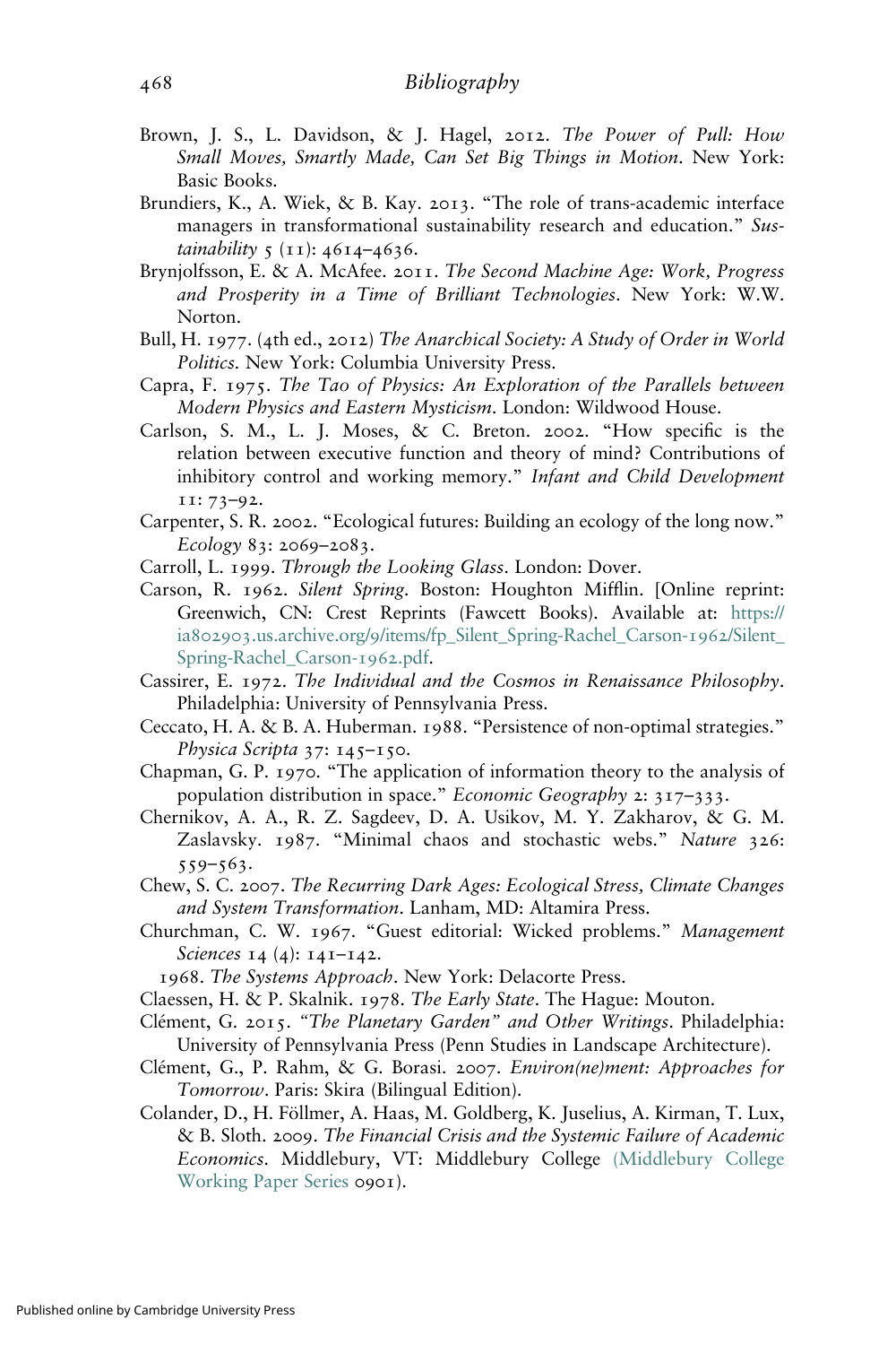Brown, J. S., L. Davidson, & J. Hagel, 2012. *The Power of Pull: How Small Moves, Smartly Made, Can Set Big Things in Motion*. New York: Basic Books.

Brundiers, K., A. Wiek, & B. Kay. 2013. "The role of trans-academic interface managers in transformational sustainability research and education." *Sustainability* 5 (11): 4614–4636.

Brynjolfsson, E. & A. McAfee. 2011. *The Second Machine Age: Work, Progress and Prosperity in a Time of Brilliant Technologies*. New York: W.W. Norton.

Bull, H. 1977. (4th ed., 2012) *The Anarchical Society: A Study of Order in World Politics*. New York: Columbia University Press.

Capra, F. 1975. *The Tao of Physics: An Exploration of the Parallels between Modern Physics and Eastern Mysticism*. London: Wildwood House.

Carlson, S. M., L. J. Moses, & C. Breton. 2002. "How specific is the relation between executive function and theory of mind? Contributions of inhibitory control and working memory." *Infant and Child Development* 11: 73–92.

Carpenter, S. R. 2002. "Ecological futures: Building an ecology of the long now." *Ecology* 83: 2069–2083.

Carroll, L. 1999. *Through the Looking Glass*. London: Dover.

Carson, R. 1962. *Silent Spring*. Boston: Houghton Mifflin. [Online reprint: Greenwich, CN: Crest Reprints (Fawcett Books). Available at: https://ia802903.us.archive.org/9/items/fp_Silent_Spring-Rachel_Carson-1962/Silent_Spring-Rachel_Carson-1962.pdf.

Cassirer, E. 1972. *The Individual and the Cosmos in Renaissance Philosophy*. Philadelphia: University of Pennsylvania Press.

Ceccato, H. A. & B. A. Huberman. 1988. "Persistence of non-optimal strategies." *Physica Scripta* 37: 145–150.

Chapman, G. P. 1970. "The application of information theory to the analysis of population distribution in space." *Economic Geography* 2: 317–333.

Chernikov, A. A., R. Z. Sagdeev, D. A. Usikov, M. Y. Zakharov, & G. M. Zaslavsky. 1987. "Minimal chaos and stochastic webs." *Nature* 326: 559–563.

Chew, S. C. 2007. *The Recurring Dark Ages: Ecological Stress, Climate Changes and System Transformation*. Lanham, MD: Altamira Press.

Churchman, C. W. 1967. "Guest editorial: Wicked problems." *Management Sciences* 14 (4): 141–142.

1968. *The Systems Approach*. New York: Delacorte Press.

Claessen, H. & P. Skalnik. 1978. *The Early State*. The Hague: Mouton.

Clément, G. 2015. *"The Planetary Garden" and Other Writings*. Philadelphia: University of Pennsylvania Press (Penn Studies in Landscape Architecture).

Clément, G., P. Rahm, & G. Borasi. 2007. *Environ(ne)ment: Approaches for Tomorrow*. Paris: Skira (Bilingual Edition).

Colander, D., H. Föllmer, A. Haas, M. Goldberg, K. Juselius, A. Kirman, T. Lux, & B. Sloth. 2009. *The Financial Crisis and the Systemic Failure of Academic Economics*. Middlebury, VT: Middlebury College (Middlebury College Working Paper Series 0901).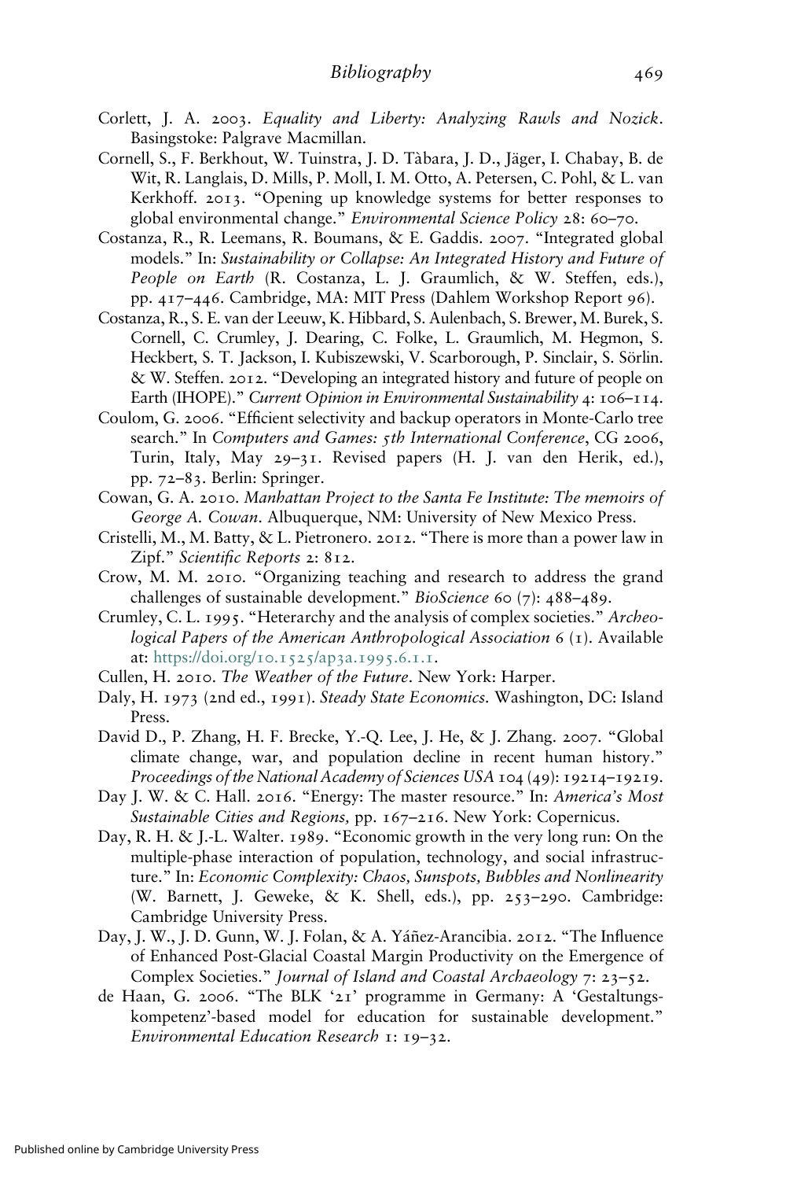Corlett, J. A. 2003. *Equality and Liberty: Analyzing Rawls and Nozick*. Basingstoke: Palgrave Macmillan.

Cornell, S., F. Berkhout, W. Tuinstra, J. D. Tàbara, J. D., Jäger, I. Chabay, B. de Wit, R. Langlais, D. Mills, P. Moll, I. M. Otto, A. Petersen, C. Pohl, & L. van Kerkhoff. 2013. "Opening up knowledge systems for better responses to global environmental change." *Environmental Science Policy* 28: 60–70.

Costanza, R., R. Leemans, R. Boumans, & E. Gaddis. 2007. "Integrated global models." In: *Sustainability or Collapse: An Integrated History and Future of People on Earth* (R. Costanza, L. J. Graumlich, & W. Steffen, eds.), pp. 417–446. Cambridge, MA: MIT Press (Dahlem Workshop Report 96).

Costanza, R., S. E. van der Leeuw, K. Hibbard, S. Aulenbach, S. Brewer, M. Burek, S. Cornell, C. Crumley, J. Dearing, C. Folke, L. Graumlich, M. Hegmon, S. Heckbert, S. T. Jackson, I. Kubiszewski, V. Scarborough, P. Sinclair, S. Sörlin. & W. Steffen. 2012. "Developing an integrated history and future of people on Earth (IHOPE)." *Current Opinion in Environmental Sustainability* 4: 106–114.

Coulom, G. 2006. "Efficient selectivity and backup operators in Monte-Carlo tree search." In *Computers and Games: 5th International Conference*, CG 2006, Turin, Italy, May 29–31. Revised papers (H. J. van den Herik, ed.), pp. 72–83. Berlin: Springer.

Cowan, G. A. 2010. *Manhattan Project to the Santa Fe Institute: The memoirs of George A. Cowan*. Albuquerque, NM: University of New Mexico Press.

Cristelli, M., M. Batty, & L. Pietronero. 2012. "There is more than a power law in Zipf." *Scientific Reports* 2: 812.

Crow, M. M. 2010. "Organizing teaching and research to address the grand challenges of sustainable development." *BioScience* 60 (7): 488–489.

Crumley, C. L. 1995. "Heterarchy and the analysis of complex societies." *Archeological Papers of the American Anthropological Association* 6 (1). Available at: https://doi.org/10.1525/ap3a.1995.6.1.1.

Cullen, H. 2010. *The Weather of the Future*. New York: Harper.

Daly, H. 1973 (2nd ed., 1991). *Steady State Economics.* Washington, DC: Island Press.

David D., P. Zhang, H. F. Brecke, Y.-Q. Lee, J. He, & J. Zhang. 2007. "Global climate change, war, and population decline in recent human history." *Proceedings of the National Academy of Sciences USA* 104 (49): 19214–19219.

Day J. W. & C. Hall. 2016. "Energy: The master resource." In: *America's Most Sustainable Cities and Regions,* pp. 167–216. New York: Copernicus.

Day, R. H. & J.-L. Walter. 1989. "Economic growth in the very long run: On the multiple-phase interaction of population, technology, and social infrastructure." In: *Economic Complexity: Chaos, Sunspots, Bubbles and Nonlinearity* (W. Barnett, J. Geweke, & K. Shell, eds.), pp. 253–290. Cambridge: Cambridge University Press.

Day, J. W., J. D. Gunn, W. J. Folan, & A. Yáñez-Arancibia. 2012. "The Influence of Enhanced Post-Glacial Coastal Margin Productivity on the Emergence of Complex Societies." *Journal of Island and Coastal Archaeology* 7: 23–52.

de Haan, G. 2006. "The BLK '21' programme in Germany: A 'Gestaltungskompetenz'-based model for education for sustainable development." *Environmental Education Research* 1: 19–32.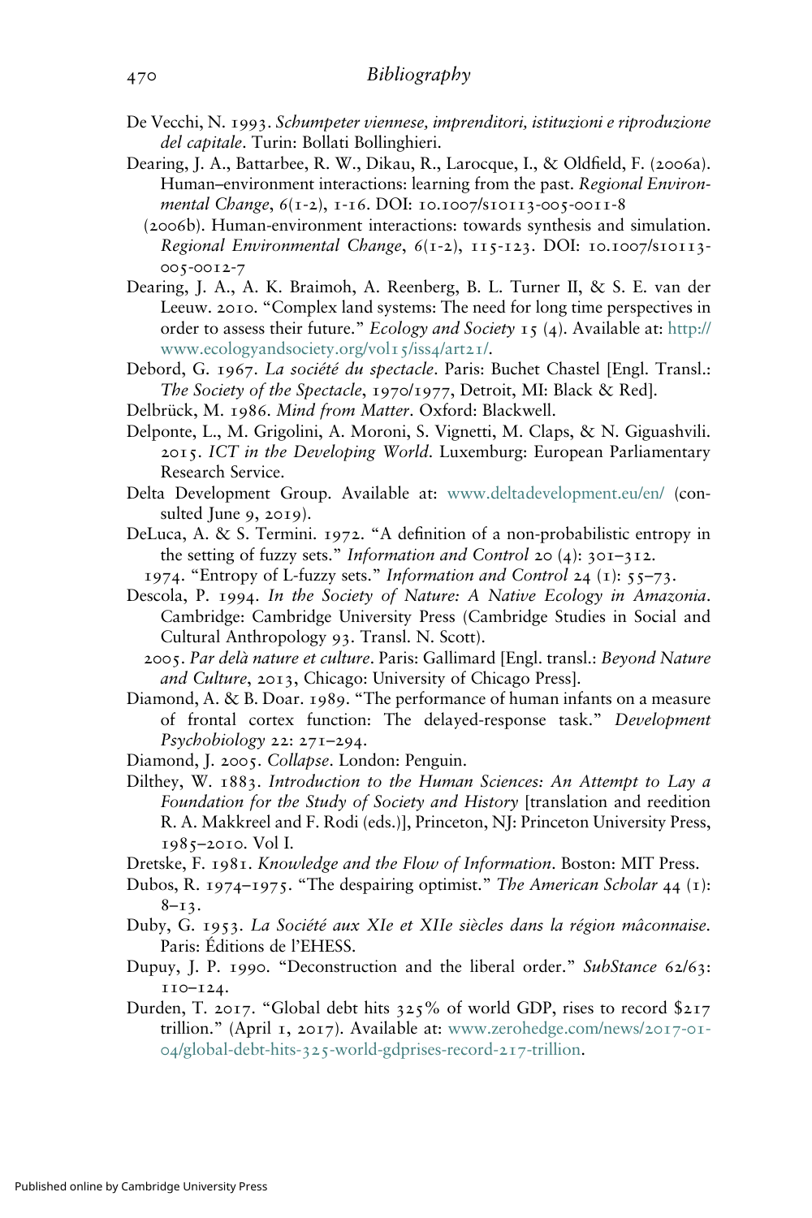De Vecchi, N. 1993. *Schumpeter viennese, imprenditori, istituzioni e riproduzione del capitale*. Turin: Bollati Bollinghieri.

Dearing, J. A., Battarbee, R. W., Dikau, R., Larocque, I., & Oldfield, F. (2006a). Human–environment interactions: learning from the past. *Regional Environmental Change*, 6(1-2), 1-16. DOI: 10.1007/s10113-005-0011-8

(2006b). Human-environment interactions: towards synthesis and simulation. *Regional Environmental Change*, 6(1-2), 115-123. DOI: 10.1007/s10113-005-0012-7

Dearing, J. A., A. K. Braimoh, A. Reenberg, B. L. Turner II, & S. E. van der Leeuw. 2010. "Complex land systems: The need for long time perspectives in order to assess their future." *Ecology and Society* 15 (4). Available at: http://www.ecologyandsociety.org/vol15/iss4/art21/.

Debord, G. 1967. *La société du spectacle*. Paris: Buchet Chastel [Engl. Transl.: *The Society of the Spectacle*, 1970/1977, Detroit, MI: Black & Red].

Delbrück, M. 1986. *Mind from Matter*. Oxford: Blackwell.

Delponte, L., M. Grigolini, A. Moroni, S. Vignetti, M. Claps, & N. Giguashvili. 2015. *ICT in the Developing World*. Luxemburg: European Parliamentary Research Service.

Delta Development Group. Available at: www.deltadevelopment.eu/en/ (consulted June 9, 2019).

DeLuca, A. & S. Termini. 1972. "A definition of a non-probabilistic entropy in the setting of fuzzy sets." *Information and Control* 20 (4): 301–312.

1974. "Entropy of L-fuzzy sets." *Information and Control* 24 (1): 55–73.

Descola, P. 1994. *In the Society of Nature: A Native Ecology in Amazonia*. Cambridge: Cambridge University Press (Cambridge Studies in Social and Cultural Anthropology 93. Transl. N. Scott).

2005. *Par delà nature et culture*. Paris: Gallimard [Engl. transl.: *Beyond Nature and Culture*, 2013, Chicago: University of Chicago Press].

Diamond, A. & B. Doar. 1989. "The performance of human infants on a measure of frontal cortex function: The delayed-response task." *Development Psychobiology* 22: 271–294.

Diamond, J. 2005. *Collapse*. London: Penguin.

Dilthey, W. 1883. *Introduction to the Human Sciences: An Attempt to Lay a Foundation for the Study of Society and History* [translation and reedition R. A. Makkreel and F. Rodi (eds.)], Princeton, NJ: Princeton University Press, 1985–2010. Vol I.

Dretske, F. 1981. *Knowledge and the Flow of Information*. Boston: MIT Press.

Dubos, R. 1974–1975. "The despairing optimist." *The American Scholar* 44 (1): 8–13.

Duby, G. 1953. *La Société aux XIe et XIIe siècles dans la région mâconnaise*. Paris: Éditions de l'EHESS.

Dupuy, J. P. 1990. "Deconstruction and the liberal order." *SubStance* 62/63: 110–124.

Durden, T. 2017. "Global debt hits 325% of world GDP, rises to record $217 trillion." (April 1, 2017). Available at: www.zerohedge.com/news/2017-01-04/global-debt-hits-325-world-gdprises-record-217-trillion.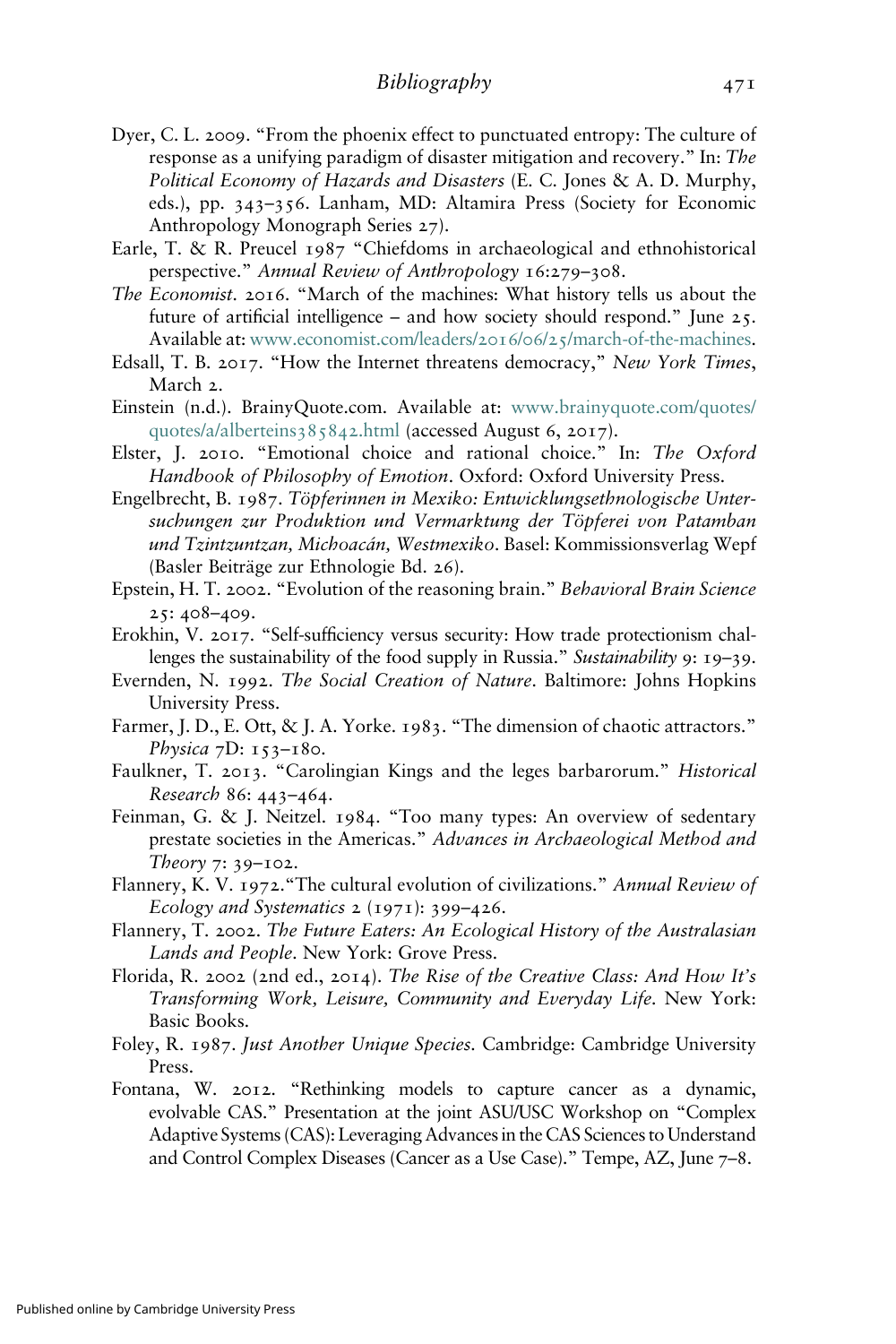Dyer, C. L. 2009. "From the phoenix effect to punctuated entropy: The culture of response as a unifying paradigm of disaster mitigation and recovery." In: *The Political Economy of Hazards and Disasters* (E. C. Jones & A. D. Murphy, eds.), pp. 343–356. Lanham, MD: Altamira Press (Society for Economic Anthropology Monograph Series 27).

Earle, T. & R. Preucel 1987 "Chiefdoms in archaeological and ethnohistorical perspective." *Annual Review of Anthropology* 16:279–308.

*The Economist*. 2016. "March of the machines: What history tells us about the future of artificial intelligence – and how society should respond." June 25. Available at: www.economist.com/leaders/2016/06/25/march-of-the-machines.

Edsall, T. B. 2017. "How the Internet threatens democracy," *New York Times*, March 2.

Einstein (n.d.). BrainyQuote.com. Available at: www.brainyquote.com/quotes/quotes/a/alberteins385842.html (accessed August 6, 2017).

Elster, J. 2010. "Emotional choice and rational choice." In: *The Oxford Handbook of Philosophy of Emotion*. Oxford: Oxford University Press.

Engelbrecht, B. 1987. *Töpferinnen in Mexiko: Entwicklungsethnologische Untersuchungen zur Produktion und Vermarktung der Töpferei von Patamban und Tzintzuntzan, Michoacán, Westmexiko*. Basel: Kommissionsverlag Wepf (Basler Beiträge zur Ethnologie Bd. 26).

Epstein, H. T. 2002. "Evolution of the reasoning brain." *Behavioral Brain Science* 25: 408–409.

Erokhin, V. 2017. "Self-sufficiency versus security: How trade protectionism challenges the sustainability of the food supply in Russia." *Sustainability* 9: 19–39.

Evernden, N. 1992. *The Social Creation of Nature*. Baltimore: Johns Hopkins University Press.

Farmer, J. D., E. Ott, & J. A. Yorke. 1983. "The dimension of chaotic attractors." *Physica* 7D: 153–180.

Faulkner, T. 2013. "Carolingian Kings and the leges barbarorum." *Historical Research* 86: 443–464.

Feinman, G. & J. Neitzel. 1984. "Too many types: An overview of sedentary prestate societies in the Americas." *Advances in Archaeological Method and Theory* 7: 39–102.

Flannery, K. V. 1972."The cultural evolution of civilizations." *Annual Review of Ecology and Systematics* 2 (1971): 399–426.

Flannery, T. 2002. *The Future Eaters: An Ecological History of the Australasian Lands and People*. New York: Grove Press.

Florida, R. 2002 (2nd ed., 2014). *The Rise of the Creative Class: And How It's Transforming Work, Leisure, Community and Everyday Life*. New York: Basic Books.

Foley, R. 1987. *Just Another Unique Species*. Cambridge: Cambridge University Press.

Fontana, W. 2012. "Rethinking models to capture cancer as a dynamic, evolvable CAS." Presentation at the joint ASU/USC Workshop on "Complex Adaptive Systems (CAS): Leveraging Advances in the CAS Sciences to Understand and Control Complex Diseases (Cancer as a Use Case)." Tempe, AZ, June 7–8.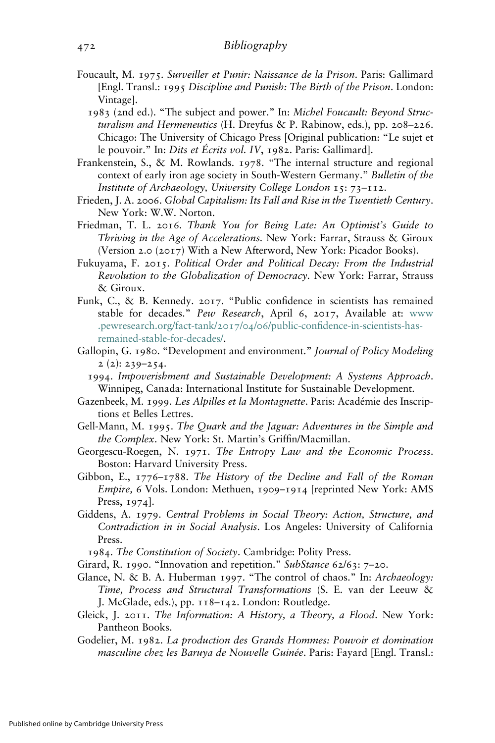Foucault, M. 1975. *Surveiller et Punir: Naissance de la Prison*. Paris: Gallimard [Engl. Transl.: 1995 *Discipline and Punish: The Birth of the Prison*. London: Vintage].

1983 (2nd ed.). "The subject and power." In: *Michel Foucault: Beyond Structuralism and Hermeneutics* (H. Dreyfus & P. Rabinow, eds.), pp. 208–226. Chicago: The University of Chicago Press [Original publication: "Le sujet et le pouvoir." In: *Dits et Écrits vol. IV*, 1982. Paris: Gallimard].

Frankenstein, S., & M. Rowlands. 1978. "The internal structure and regional context of early iron age society in South-Western Germany." *Bulletin of the Institute of Archaeology, University College London* 15: 73–112.

Frieden, J. A. 2006. *Global Capitalism: Its Fall and Rise in the Twentieth Century*. New York: W.W. Norton.

Friedman, T. L. 2016. *Thank You for Being Late: An Optimist's Guide to Thriving in the Age of Accelerations*. New York: Farrar, Strauss & Giroux (Version 2.0 (2017) With a New Afterword, New York: Picador Books).

Fukuyama, F. 2015. *Political Order and Political Decay: From the Industrial Revolution to the Globalization of Democracy*. New York: Farrar, Strauss & Giroux.

Funk, C., & B. Kennedy. 2017. "Public confidence in scientists has remained stable for decades." *Pew Research*, April 6, 2017, Available at: www.pewresearch.org/fact-tank/2017/04/06/public-confidence-in-scientists-has-remained-stable-for-decades/.

Gallopin, G. 1980. "Development and environment." *Journal of Policy Modeling* 2 (2): 239–254.

1994. *Impoverishment and Sustainable Development: A Systems Approach*. Winnipeg, Canada: International Institute for Sustainable Development.

Gazenbeek, M. 1999. *Les Alpilles et la Montagnette*. Paris: Académie des Inscriptions et Belles Lettres.

Gell-Mann, M. 1995. *The Quark and the Jaguar: Adventures in the Simple and the Complex*. New York: St. Martin's Griffin/Macmillan.

Georgescu-Roegen, N. 1971. *The Entropy Law and the Economic Process*. Boston: Harvard University Press.

Gibbon, E., 1776–1788. *The History of the Decline and Fall of the Roman Empire*, 6 Vols. London: Methuen, 1909–1914 [reprinted New York: AMS Press, 1974].

Giddens, A. 1979. *Central Problems in Social Theory: Action, Structure, and Contradiction in in Social Analysis*. Los Angeles: University of California Press.

1984. *The Constitution of Society*. Cambridge: Polity Press.

Girard, R. 1990. "Innovation and repetition." *SubStance* 62/63: 7–20.

Glance, N. & B. A. Huberman 1997. "The control of chaos." In: *Archaeology: Time, Process and Structural Transformations* (S. E. van der Leeuw & J. McGlade, eds.), pp. 118–142. London: Routledge.

Gleick, J. 2011. *The Information: A History, a Theory, a Flood*. New York: Pantheon Books.

Godelier, M. 1982. *La production des Grands Hommes: Pouvoir et domination masculine chez les Baruya de Nouvelle Guinée*. Paris: Fayard [Engl. Transl.: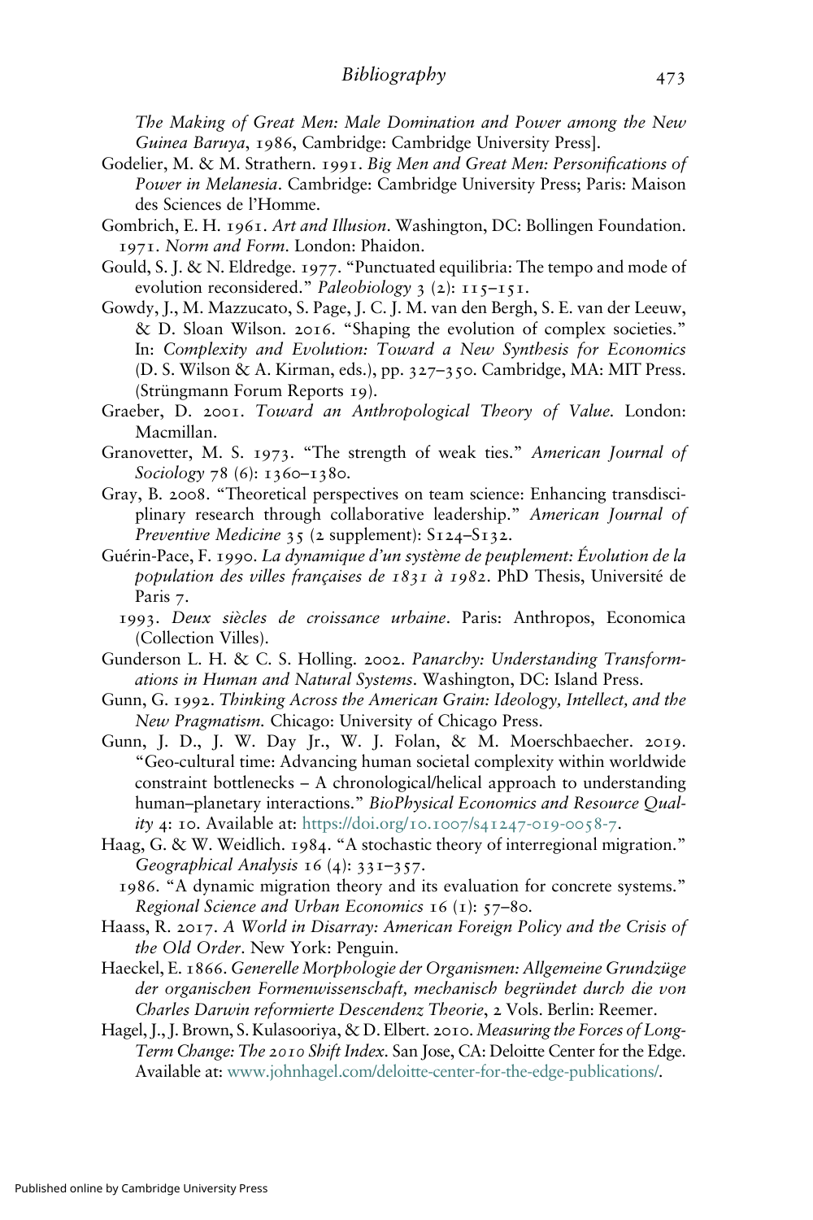*The Making of Great Men: Male Domination and Power among the New Guinea Baruya*, 1986, Cambridge: Cambridge University Press].

Godelier, M. & M. Strathern. 1991. *Big Men and Great Men: Personifications of Power in Melanesia*. Cambridge: Cambridge University Press; Paris: Maison des Sciences de l'Homme.

Gombrich, E. H. 1961. *Art and Illusion*. Washington, DC: Bollingen Foundation.
1971. *Norm and Form*. London: Phaidon.

Gould, S. J. & N. Eldredge. 1977. "Punctuated equilibria: The tempo and mode of evolution reconsidered." *Paleobiology* 3 (2): 115–151.

Gowdy, J., M. Mazzucato, S. Page, J. C. J. M. van den Bergh, S. E. van der Leeuw, & D. Sloan Wilson. 2016. "Shaping the evolution of complex societies." In: *Complexity and Evolution: Toward a New Synthesis for Economics* (D. S. Wilson & A. Kirman, eds.), pp. 327–350. Cambridge, MA: MIT Press. (Strüngmann Forum Reports 19).

Graeber, D. 2001. *Toward an Anthropological Theory of Value*. London: Macmillan.

Granovetter, M. S. 1973. "The strength of weak ties." *American Journal of Sociology* 78 (6): 1360–1380.

Gray, B. 2008. "Theoretical perspectives on team science: Enhancing transdisciplinary research through collaborative leadership." *American Journal of Preventive Medicine* 35 (2 supplement): S124–S132.

Guérin-Pace, F. 1990. *La dynamique d'un système de peuplement: Évolution de la population des villes françaises de 1831 à 1982*. PhD Thesis, Université de Paris 7.
1993. *Deux siècles de croissance urbaine*. Paris: Anthropos, Economica (Collection Villes).

Gunderson L. H. & C. S. Holling. 2002. *Panarchy: Understanding Transformations in Human and Natural Systems*. Washington, DC: Island Press.

Gunn, G. 1992. *Thinking Across the American Grain: Ideology, Intellect, and the New Pragmatism.* Chicago: University of Chicago Press.

Gunn, J. D., J. W. Day Jr., W. J. Folan, & M. Moerschbaecher. 2019. "Geo-cultural time: Advancing human societal complexity within worldwide constraint bottlenecks – A chronological/helical approach to understanding human–planetary interactions." *BioPhysical Economics and Resource Quality* 4: 10. Available at: https://doi.org/10.1007/s41247-019-0058-7.

Haag, G. & W. Weidlich. 1984. "A stochastic theory of interregional migration." *Geographical Analysis* 16 (4): 331–357.
1986. "A dynamic migration theory and its evaluation for concrete systems." *Regional Science and Urban Economics* 16 (1): 57–80.

Haass, R. 2017. *A World in Disarray: American Foreign Policy and the Crisis of the Old Order*. New York: Penguin.

Haeckel, E. 1866. *Generelle Morphologie der Organismen: Allgemeine Grundzüge der organischen Formenwissenschaft, mechanisch begründet durch die von Charles Darwin reformierte Descendenz Theorie*, 2 Vols. Berlin: Reemer.

Hagel, J., J. Brown, S. Kulasooriya, & D. Elbert. 2010. *Measuring the Forces of Long-Term Change: The 2010 Shift Index*. San Jose, CA: Deloitte Center for the Edge. Available at: www.johnhagel.com/deloitte-center-for-the-edge-publications/.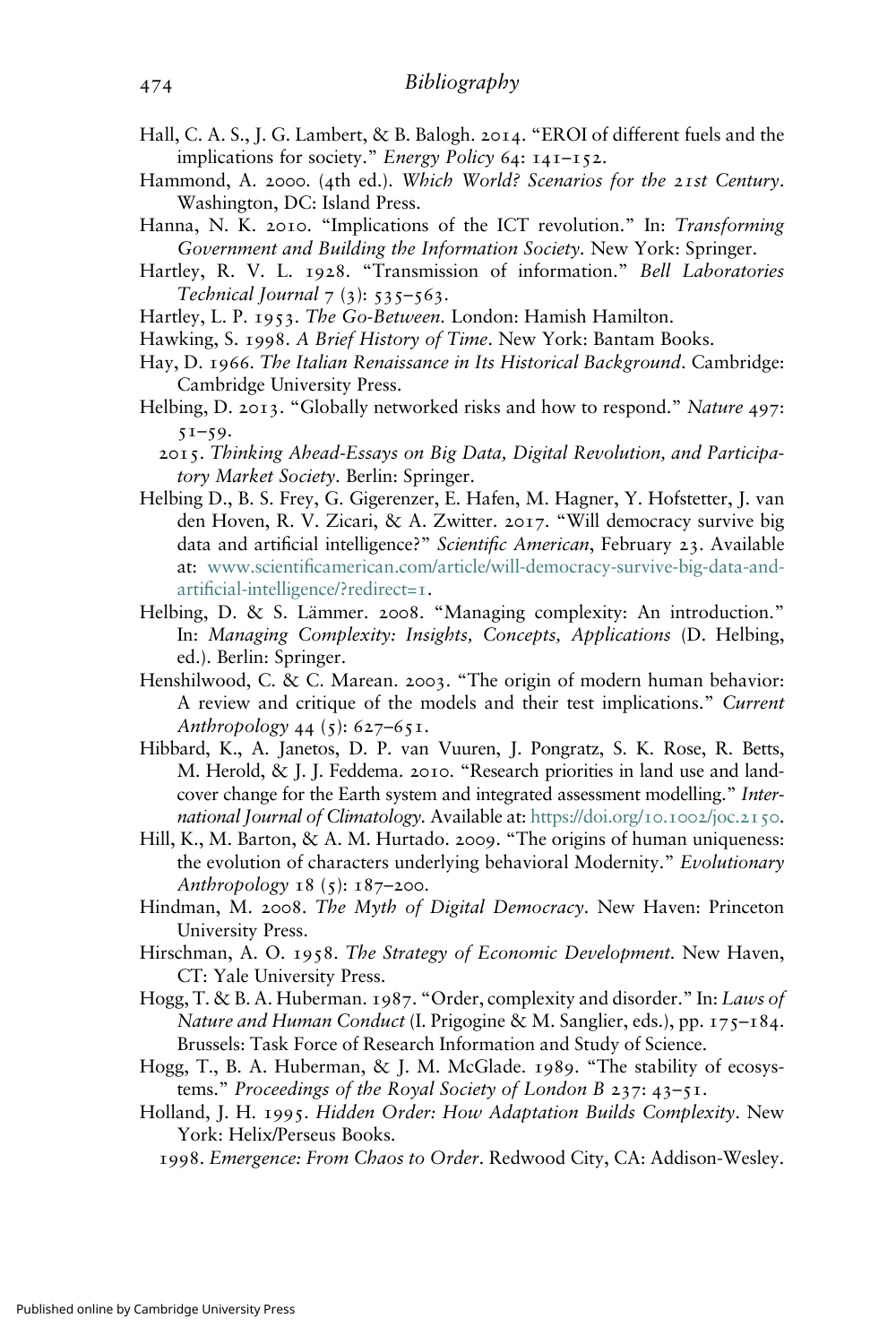Hall, C. A. S., J. G. Lambert, & B. Balogh. 2014. "EROI of different fuels and the implications for society." *Energy Policy* 64: 141–152.

Hammond, A. 2000. (4th ed.). *Which World? Scenarios for the 21st Century*. Washington, DC: Island Press.

Hanna, N. K. 2010. "Implications of the ICT revolution." In: *Transforming Government and Building the Information Society*. New York: Springer.

Hartley, R. V. L. 1928. "Transmission of information." *Bell Laboratories Technical Journal* 7 (3): 535–563.

Hartley, L. P. 1953. *The Go-Between*. London: Hamish Hamilton.

Hawking, S. 1998. *A Brief History of Time*. New York: Bantam Books.

Hay, D. 1966. *The Italian Renaissance in Its Historical Background*. Cambridge: Cambridge University Press.

Helbing, D. 2013. "Globally networked risks and how to respond." *Nature* 497: 51–59.

2015. *Thinking Ahead-Essays on Big Data, Digital Revolution, and Participatory Market Society*. Berlin: Springer.

Helbing D., B. S. Frey, G. Gigerenzer, E. Hafen, M. Hagner, Y. Hofstetter, J. van den Hoven, R. V. Zicari, & A. Zwitter. 2017. "Will democracy survive big data and artificial intelligence?" *Scientific American*, February 23. Available at: www.scientificamerican.com/article/will-democracy-survive-big-data-and-artificial-intelligence/?redirect=1.

Helbing, D. & S. Lämmer. 2008. "Managing complexity: An introduction." In: *Managing Complexity: Insights, Concepts, Applications* (D. Helbing, ed.). Berlin: Springer.

Henshilwood, C. & C. Marean. 2003. "The origin of modern human behavior: A review and critique of the models and their test implications." *Current Anthropology* 44 (5): 627–651.

Hibbard, K., A. Janetos, D. P. van Vuuren, J. Pongratz, S. K. Rose, R. Betts, M. Herold, & J. J. Feddema. 2010. "Research priorities in land use and land-cover change for the Earth system and integrated assessment modelling." *International Journal of Climatology*. Available at: https://doi.org/10.1002/joc.2150.

Hill, K., M. Barton, & A. M. Hurtado. 2009. "The origins of human uniqueness: the evolution of characters underlying behavioral Modernity." *Evolutionary Anthropology* 18 (5): 187–200.

Hindman, M. 2008. *The Myth of Digital Democracy*. New Haven: Princeton University Press.

Hirschman, A. O. 1958. *The Strategy of Economic Development*. New Haven, CT: Yale University Press.

Hogg, T. & B. A. Huberman. 1987. "Order, complexity and disorder." In: *Laws of Nature and Human Conduct* (I. Prigogine & M. Sanglier, eds.), pp. 175–184. Brussels: Task Force of Research Information and Study of Science.

Hogg, T., B. A. Huberman, & J. M. McGlade. 1989. "The stability of ecosystems." *Proceedings of the Royal Society of London B* 237: 43–51.

Holland, J. H. 1995. *Hidden Order: How Adaptation Builds Complexity*. New York: Helix/Perseus Books.

1998. *Emergence: From Chaos to Order*. Redwood City, CA: Addison-Wesley.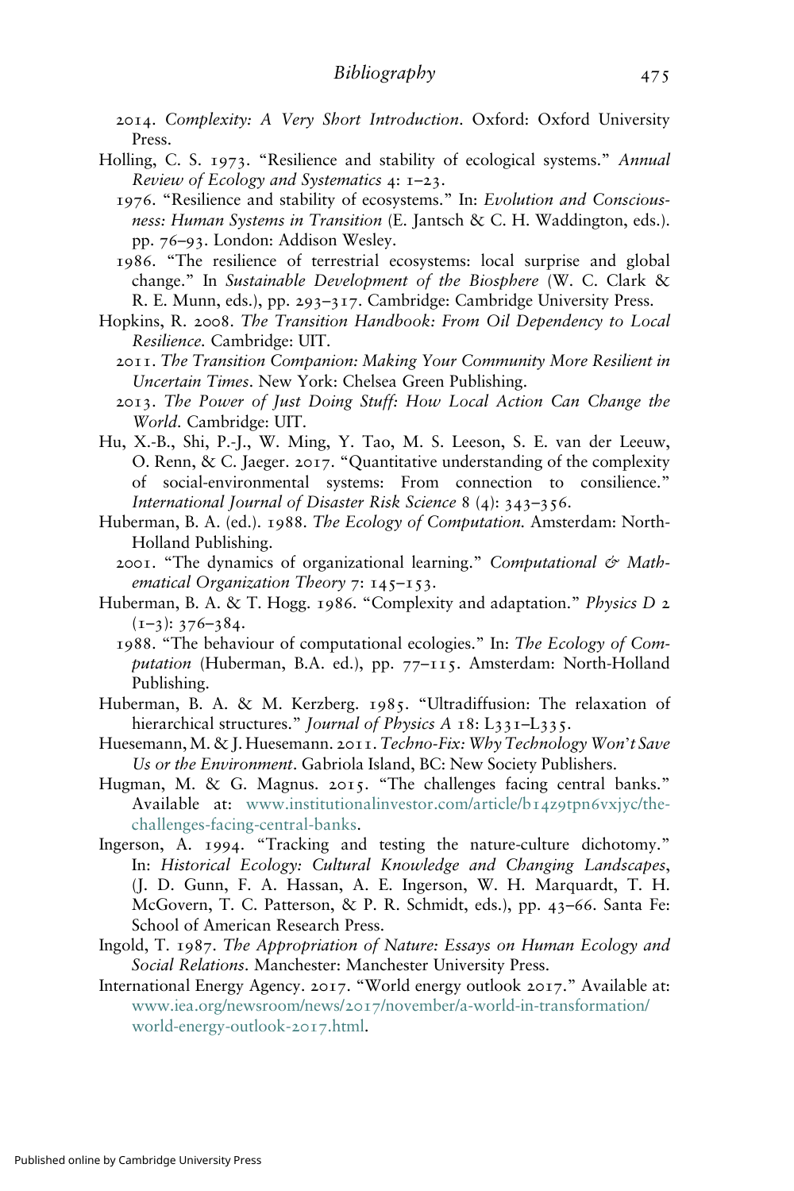2014. *Complexity: A Very Short Introduction*. Oxford: Oxford University Press.

Holling, C. S. 1973. "Resilience and stability of ecological systems." *Annual Review of Ecology and Systematics* 4: 1–23.

1976. "Resilience and stability of ecosystems." In: *Evolution and Consciousness: Human Systems in Transition* (E. Jantsch & C. H. Waddington, eds.). pp. 76–93. London: Addison Wesley.

1986. "The resilience of terrestrial ecosystems: local surprise and global change." In *Sustainable Development of the Biosphere* (W. C. Clark & R. E. Munn, eds.), pp. 293–317. Cambridge: Cambridge University Press.

Hopkins, R. 2008. *The Transition Handbook: From Oil Dependency to Local Resilience*. Cambridge: UIT.

2011. *The Transition Companion: Making Your Community More Resilient in Uncertain Times*. New York: Chelsea Green Publishing.

2013. *The Power of Just Doing Stuff: How Local Action Can Change the World*. Cambridge: UIT.

Hu, X.-B., Shi, P.-J., W. Ming, Y. Tao, M. S. Leeson, S. E. van der Leeuw, O. Renn, & C. Jaeger. 2017. "Quantitative understanding of the complexity of social-environmental systems: From connection to consilience." *International Journal of Disaster Risk Science* 8 (4): 343–356.

Huberman, B. A. (ed.). 1988. *The Ecology of Computation*. Amsterdam: North-Holland Publishing.

2001. "The dynamics of organizational learning." *Computational & Mathematical Organization Theory* 7: 145–153.

Huberman, B. A. & T. Hogg. 1986. "Complexity and adaptation." *Physics D* 2 (1–3): 376–384.

1988. "The behaviour of computational ecologies." In: *The Ecology of Computation* (Huberman, B.A. ed.), pp. 77–115. Amsterdam: North-Holland Publishing.

Huberman, B. A. & M. Kerzberg. 1985. "Ultradiffusion: The relaxation of hierarchical structures." *Journal of Physics A* 18: L331–L335.

Huesemann, M. & J. Huesemann. 2011. *Techno-Fix: Why Technology Won't Save Us or the Environment*. Gabriola Island, BC: New Society Publishers.

Hugman, M. & G. Magnus. 2015. "The challenges facing central banks." Available at: www.institutionalinvestor.com/article/b14z9tpn6vxjyc/the-challenges-facing-central-banks.

Ingerson, A. 1994. "Tracking and testing the nature-culture dichotomy." In: *Historical Ecology: Cultural Knowledge and Changing Landscapes*, (J. D. Gunn, F. A. Hassan, A. E. Ingerson, W. H. Marquardt, T. H. McGovern, T. C. Patterson, & P. R. Schmidt, eds.), pp. 43–66. Santa Fe: School of American Research Press.

Ingold, T. 1987. *The Appropriation of Nature: Essays on Human Ecology and Social Relations*. Manchester: Manchester University Press.

International Energy Agency. 2017. "World energy outlook 2017." Available at: www.iea.org/newsroom/news/2017/november/a-world-in-transformation/world-energy-outlook-2017.html.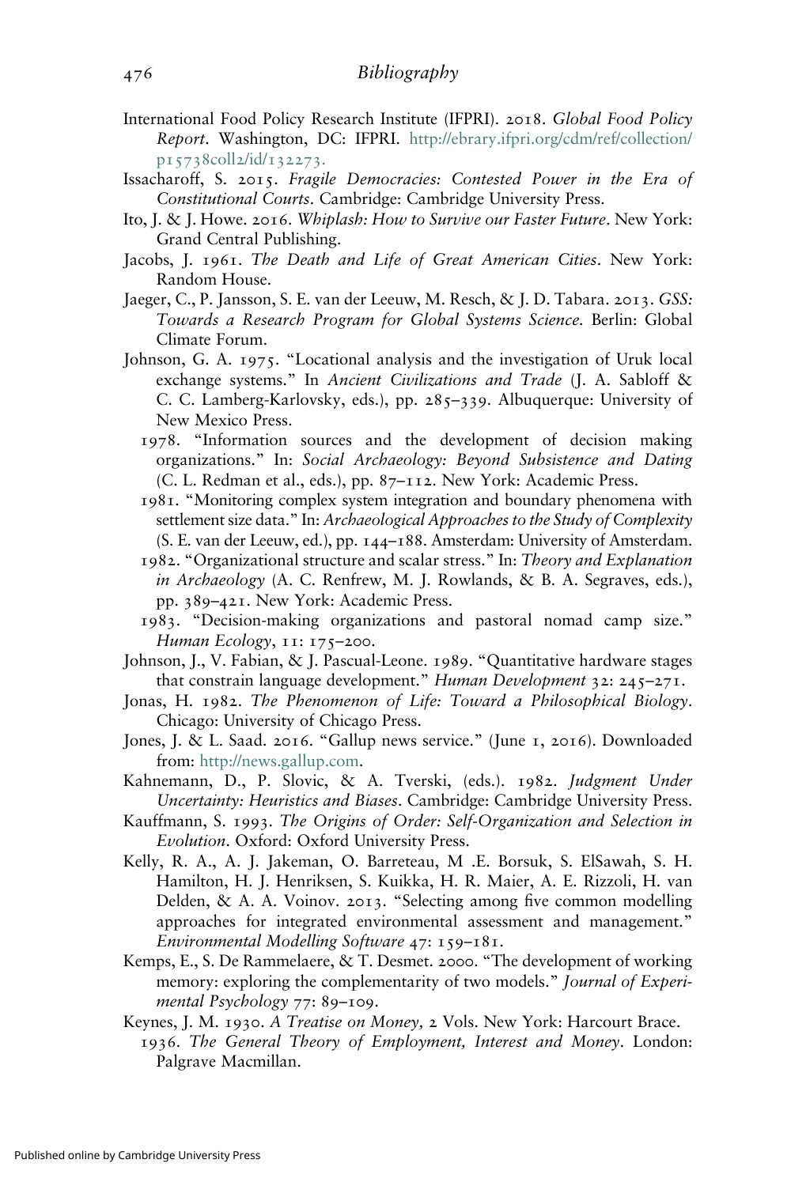International Food Policy Research Institute (IFPRI). 2018. *Global Food Policy Report*. Washington, DC: IFPRI. http://ebrary.ifpri.org/cdm/ref/collection/p15738coll2/id/132273.

Issacharoff, S. 2015. *Fragile Democracies: Contested Power in the Era of Constitutional Courts*. Cambridge: Cambridge University Press.

Ito, J. & J. Howe. 2016. *Whiplash: How to Survive our Faster Future*. New York: Grand Central Publishing.

Jacobs, J. 1961. *The Death and Life of Great American Cities*. New York: Random House.

Jaeger, C., P. Jansson, S. E. van der Leeuw, M. Resch, & J. D. Tabara. 2013. *GSS: Towards a Research Program for Global Systems Science*. Berlin: Global Climate Forum.

Johnson, G. A. 1975. "Locational analysis and the investigation of Uruk local exchange systems." In *Ancient Civilizations and Trade* (J. A. Sabloff & C. C. Lamberg-Karlovsky, eds.), pp. 285–339. Albuquerque: University of New Mexico Press.

1978. "Information sources and the development of decision making organizations." In: *Social Archaeology: Beyond Subsistence and Dating* (C. L. Redman et al., eds.), pp. 87–112. New York: Academic Press.

1981. "Monitoring complex system integration and boundary phenomena with settlement size data." In: *Archaeological Approaches to the Study of Complexity* (S. E. van der Leeuw, ed.), pp. 144–188. Amsterdam: University of Amsterdam.

1982. "Organizational structure and scalar stress." In: *Theory and Explanation in Archaeology* (A. C. Renfrew, M. J. Rowlands, & B. A. Segraves, eds.), pp. 389–421. New York: Academic Press.

1983. "Decision-making organizations and pastoral nomad camp size." *Human Ecology*, 11: 175–200.

Johnson, J., V. Fabian, & J. Pascual-Leone. 1989. "Quantitative hardware stages that constrain language development." *Human Development* 32: 245–271.

Jonas, H. 1982. *The Phenomenon of Life: Toward a Philosophical Biology*. Chicago: University of Chicago Press.

Jones, J. & L. Saad. 2016. "Gallup news service." (June 1, 2016). Downloaded from: http://news.gallup.com.

Kahnemann, D., P. Slovic, & A. Tverski, (eds.). 1982. *Judgment Under Uncertainty: Heuristics and Biases*. Cambridge: Cambridge University Press.

Kauffmann, S. 1993. *The Origins of Order: Self-Organization and Selection in Evolution*. Oxford: Oxford University Press.

Kelly, R. A., A. J. Jakeman, O. Barreteau, M .E. Borsuk, S. ElSawah, S. H. Hamilton, H. J. Henriksen, S. Kuikka, H. R. Maier, A. E. Rizzoli, H. van Delden, & A. A. Voinov. 2013. "Selecting among five common modelling approaches for integrated environmental assessment and management." *Environmental Modelling Software* 47: 159–181.

Kemps, E., S. De Rammelaere, & T. Desmet. 2000. "The development of working memory: exploring the complementarity of two models." *Journal of Experimental Psychology* 77: 89–109.

Keynes, J. M. 1930. *A Treatise on Money*, 2 Vols. New York: Harcourt Brace.

1936. *The General Theory of Employment, Interest and Money*. London: Palgrave Macmillan.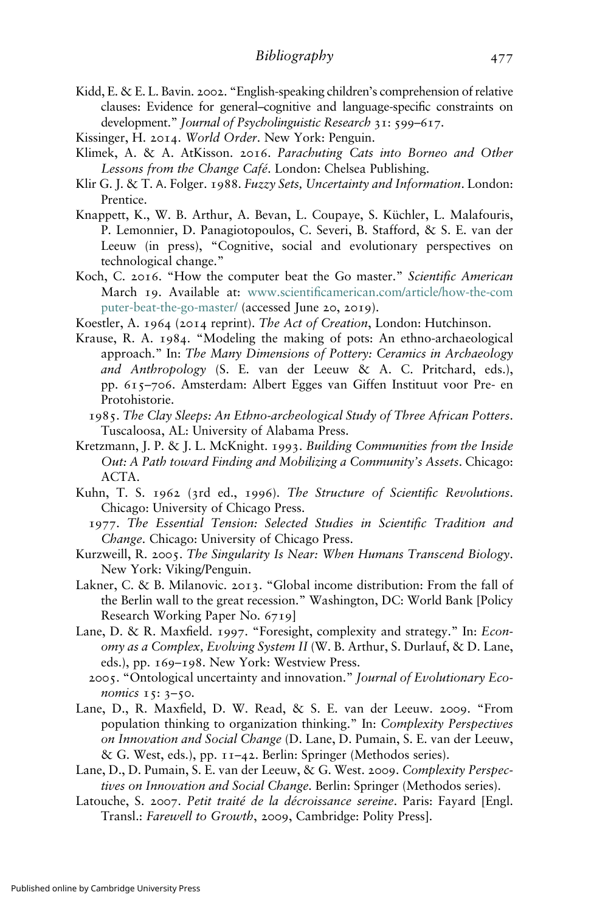Kidd, E. & E. L. Bavin. 2002. "English-speaking children's comprehension of relative clauses: Evidence for general–cognitive and language-specific constraints on development." *Journal of Psycholinguistic Research* 31: 599–617.

Kissinger, H. 2014. *World Order*. New York: Penguin.

Klimek, A. & A. AtKisson. 2016. *Parachuting Cats into Borneo and Other Lessons from the Change Café*. London: Chelsea Publishing.

Klir G. J. & T. A. Folger. 1988. *Fuzzy Sets, Uncertainty and Information*. London: Prentice.

Knappett, K., W. B. Arthur, A. Bevan, L. Coupaye, S. Küchler, L. Malafouris, P. Lemonnier, D. Panagiotopoulos, C. Severi, B. Stafford, & S. E. van der Leeuw (in press), "Cognitive, social and evolutionary perspectives on technological change."

Koch, C. 2016. "How the computer beat the Go master." *Scientific American* March 19. Available at: www.scientificamerican.com/article/how-the-computer-beat-the-go-master/ (accessed June 20, 2019).

Koestler, A. 1964 (2014 reprint). *The Act of Creation*, London: Hutchinson.

Krause, R. A. 1984. "Modeling the making of pots: An ethno-archaeological approach." In: *The Many Dimensions of Pottery: Ceramics in Archaeology and Anthropology* (S. E. van der Leeuw & A. C. Pritchard, eds.), pp. 615–706. Amsterdam: Albert Egges van Giffen Instituut voor Pre- en Protohistorie.

1985. *The Clay Sleeps: An Ethno-archeological Study of Three African Potters*. Tuscaloosa, AL: University of Alabama Press.

Kretzmann, J. P. & J. L. McKnight. 1993. *Building Communities from the Inside Out: A Path toward Finding and Mobilizing a Community's Assets*. Chicago: ACTA.

Kuhn, T. S. 1962 (3rd ed., 1996). *The Structure of Scientific Revolutions*. Chicago: University of Chicago Press.

1977. *The Essential Tension: Selected Studies in Scientific Tradition and Change*. Chicago: University of Chicago Press.

Kurzweill, R. 2005. *The Singularity Is Near: When Humans Transcend Biology*. New York: Viking/Penguin.

Lakner, C. & B. Milanovic. 2013. "Global income distribution: From the fall of the Berlin wall to the great recession." Washington, DC: World Bank [Policy Research Working Paper No. 6719]

Lane, D. & R. Maxfield. 1997. "Foresight, complexity and strategy." In: *Economy as a Complex, Evolving System II* (W. B. Arthur, S. Durlauf, & D. Lane, eds.), pp. 169–198. New York: Westview Press.

2005. "Ontological uncertainty and innovation." *Journal of Evolutionary Economics* 15: 3–50.

Lane, D., R. Maxfield, D. W. Read, & S. E. van der Leeuw. 2009. "From population thinking to organization thinking." In: *Complexity Perspectives on Innovation and Social Change* (D. Lane, D. Pumain, S. E. van der Leeuw, & G. West, eds.), pp. 11–42. Berlin: Springer (Methodos series).

Lane, D., D. Pumain, S. E. van der Leeuw, & G. West. 2009. *Complexity Perspectives on Innovation and Social Change*. Berlin: Springer (Methodos series).

Latouche, S. 2007. *Petit traité de la décroissance sereine*. Paris: Fayard [Engl. Transl.: *Farewell to Growth*, 2009, Cambridge: Polity Press].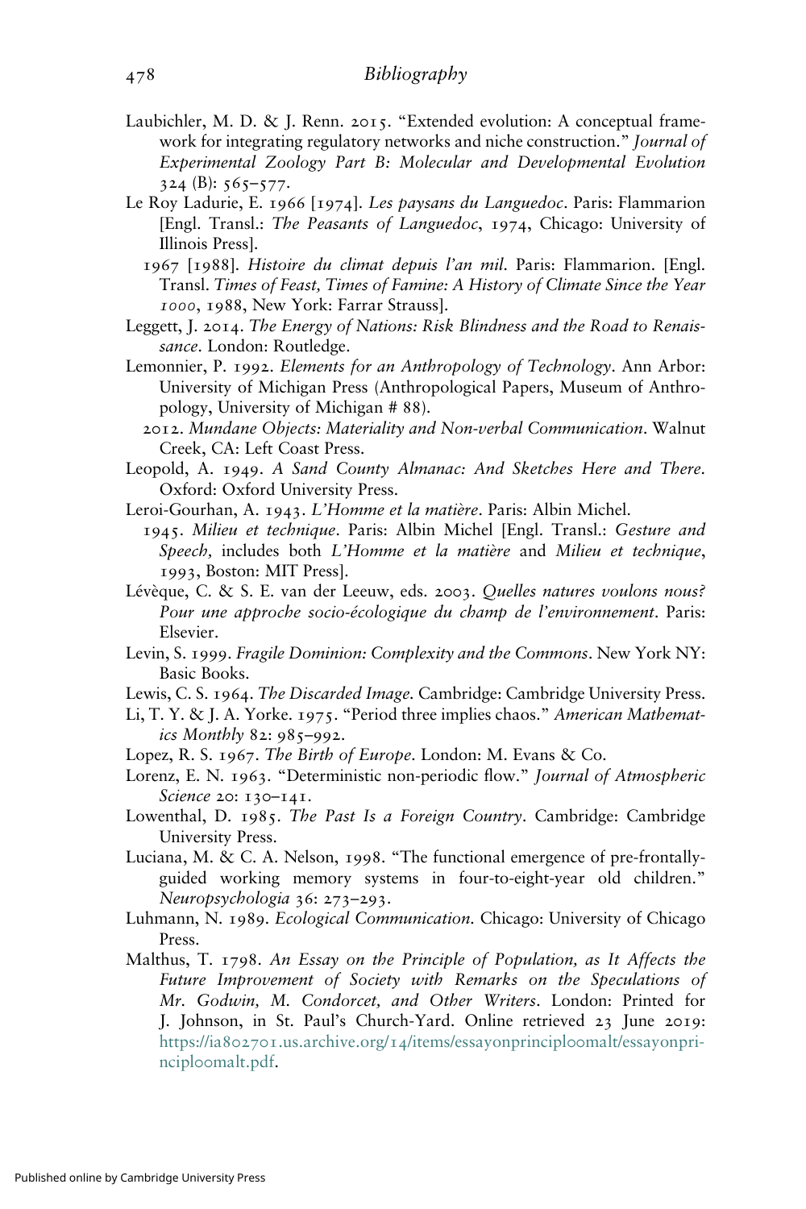Laubichler, M. D. & J. Renn. 2015. "Extended evolution: A conceptual framework for integrating regulatory networks and niche construction." *Journal of Experimental Zoology Part B: Molecular and Developmental Evolution* 324 (B): 565–577.

Le Roy Ladurie, E. 1966 [1974]. *Les paysans du Languedoc*. Paris: Flammarion [Engl. Transl.: *The Peasants of Languedoc*, 1974, Chicago: University of Illinois Press].

1967 [1988]. *Histoire du climat depuis l'an mil*. Paris: Flammarion. [Engl. Transl. *Times of Feast, Times of Famine: A History of Climate Since the Year 1000*, 1988, New York: Farrar Strauss].

Leggett, J. 2014. *The Energy of Nations: Risk Blindness and the Road to Renaissance*. London: Routledge.

Lemonnier, P. 1992. *Elements for an Anthropology of Technology*. Ann Arbor: University of Michigan Press (Anthropological Papers, Museum of Anthropology, University of Michigan # 88).

2012. *Mundane Objects: Materiality and Non-verbal Communication*. Walnut Creek, CA: Left Coast Press.

Leopold, A. 1949. *A Sand County Almanac: And Sketches Here and There*. Oxford: Oxford University Press.

Leroi-Gourhan, A. 1943. *L'Homme et la matière*. Paris: Albin Michel.

1945. *Milieu et technique*. Paris: Albin Michel [Engl. Transl.: *Gesture and Speech,* includes both *L'Homme et la matière* and *Milieu et technique*, 1993, Boston: MIT Press].

Lévèque, C. & S. E. van der Leeuw, eds. 2003. *Quelles natures voulons nous? Pour une approche socio-écologique du champ de l'environnement*. Paris: Elsevier.

Levin, S. 1999. *Fragile Dominion: Complexity and the Commons*. New York NY: Basic Books.

Lewis, C. S. 1964. *The Discarded Image*. Cambridge: Cambridge University Press.

Li, T. Y. & J. A. Yorke. 1975. "Period three implies chaos." *American Mathematics Monthly* 82: 985–992.

Lopez, R. S. 1967. *The Birth of Europe*. London: M. Evans & Co.

Lorenz, E. N. 1963. "Deterministic non-periodic flow." *Journal of Atmospheric Science* 20: 130–141.

Lowenthal, D. 1985. *The Past Is a Foreign Country*. Cambridge: Cambridge University Press.

Luciana, M. & C. A. Nelson, 1998. "The functional emergence of pre-frontally-guided working memory systems in four-to-eight-year old children." *Neuropsychologia* 36: 273–293.

Luhmann, N. 1989. *Ecological Communication*. Chicago: University of Chicago Press.

Malthus, T. 1798. *An Essay on the Principle of Population, as It Affects the Future Improvement of Society with Remarks on the Speculations of Mr. Godwin, M. Condorcet, and Other Writers*. London: Printed for J. Johnson, in St. Paul's Church-Yard. Online retrieved 23 June 2019: https://ia802701.us.archive.org/14/items/essayonprinciploomalt/essayonprinciploomalt.pdf.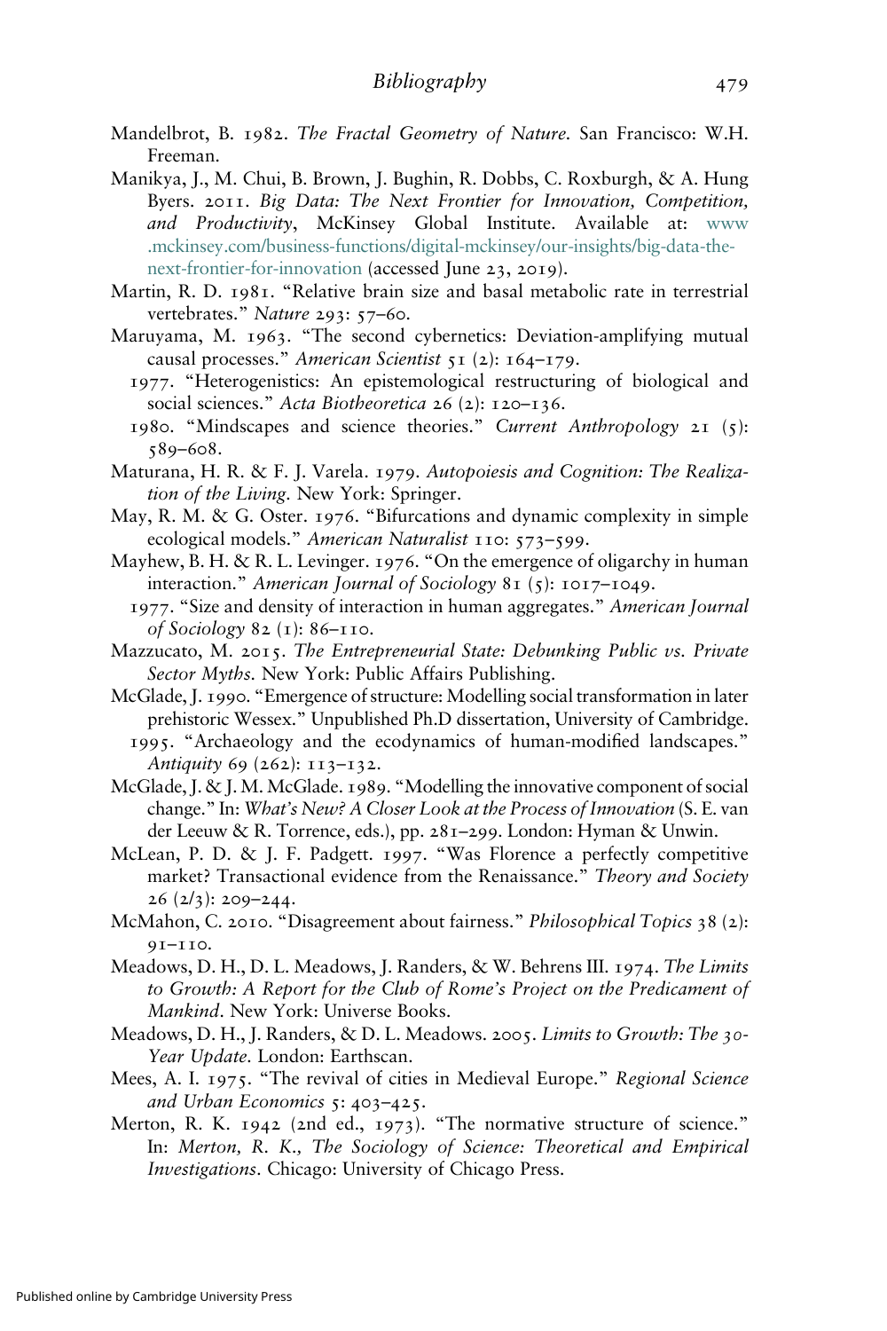Mandelbrot, B. 1982. *The Fractal Geometry of Nature*. San Francisco: W.H. Freeman.

Manikya, J., M. Chui, B. Brown, J. Bughin, R. Dobbs, C. Roxburgh, & A. Hung Byers. 2011. *Big Data: The Next Frontier for Innovation, Competition, and Productivity*, McKinsey Global Institute. Available at: www.mckinsey.com/business-functions/digital-mckinsey/our-insights/big-data-the-next-frontier-for-innovation (accessed June 23, 2019).

Martin, R. D. 1981. "Relative brain size and basal metabolic rate in terrestrial vertebrates." *Nature* 293: 57–60.

Maruyama, M. 1963. "The second cybernetics: Deviation-amplifying mutual causal processes." *American Scientist* 51 (2): 164–179.

1977. "Heterogenistics: An epistemological restructuring of biological and social sciences." *Acta Biotheoretica* 26 (2): 120–136.

1980. "Mindscapes and science theories." *Current Anthropology* 21 (5): 589–608.

Maturana, H. R. & F. J. Varela. 1979. *Autopoiesis and Cognition: The Realization of the Living*. New York: Springer.

May, R. M. & G. Oster. 1976. "Bifurcations and dynamic complexity in simple ecological models." *American Naturalist* 110: 573–599.

Mayhew, B. H. & R. L. Levinger. 1976. "On the emergence of oligarchy in human interaction." *American Journal of Sociology* 81 (5): 1017–1049.

1977. "Size and density of interaction in human aggregates." *American Journal of Sociology* 82 (1): 86–110.

Mazzucato, M. 2015. *The Entrepreneurial State: Debunking Public vs. Private Sector Myths*. New York: Public Affairs Publishing.

McGlade, J. 1990. "Emergence of structure: Modelling social transformation in later prehistoric Wessex." Unpublished Ph.D dissertation, University of Cambridge.

1995. "Archaeology and the ecodynamics of human-modified landscapes." *Antiquity* 69 (262): 113–132.

McGlade, J. & J. M. McGlade. 1989. "Modelling the innovative component of social change." In: *What's New? A Closer Look at the Process of Innovation* (S. E. van der Leeuw & R. Torrence, eds.), pp. 281–299. London: Hyman & Unwin.

McLean, P. D. & J. F. Padgett. 1997. "Was Florence a perfectly competitive market? Transactional evidence from the Renaissance." *Theory and Society* 26 (2/3): 209–244.

McMahon, C. 2010. "Disagreement about fairness." *Philosophical Topics* 38 (2): 91–110.

Meadows, D. H., D. L. Meadows, J. Randers, & W. Behrens III. 1974. *The Limits to Growth: A Report for the Club of Rome's Project on the Predicament of Mankind*. New York: Universe Books.

Meadows, D. H., J. Randers, & D. L. Meadows. 2005. *Limits to Growth: The 30-Year Update*. London: Earthscan.

Mees, A. I. 1975. "The revival of cities in Medieval Europe." *Regional Science and Urban Economics* 5: 403–425.

Merton, R. K. 1942 (2nd ed., 1973). "The normative structure of science." In: *Merton, R. K., The Sociology of Science: Theoretical and Empirical Investigations*. Chicago: University of Chicago Press.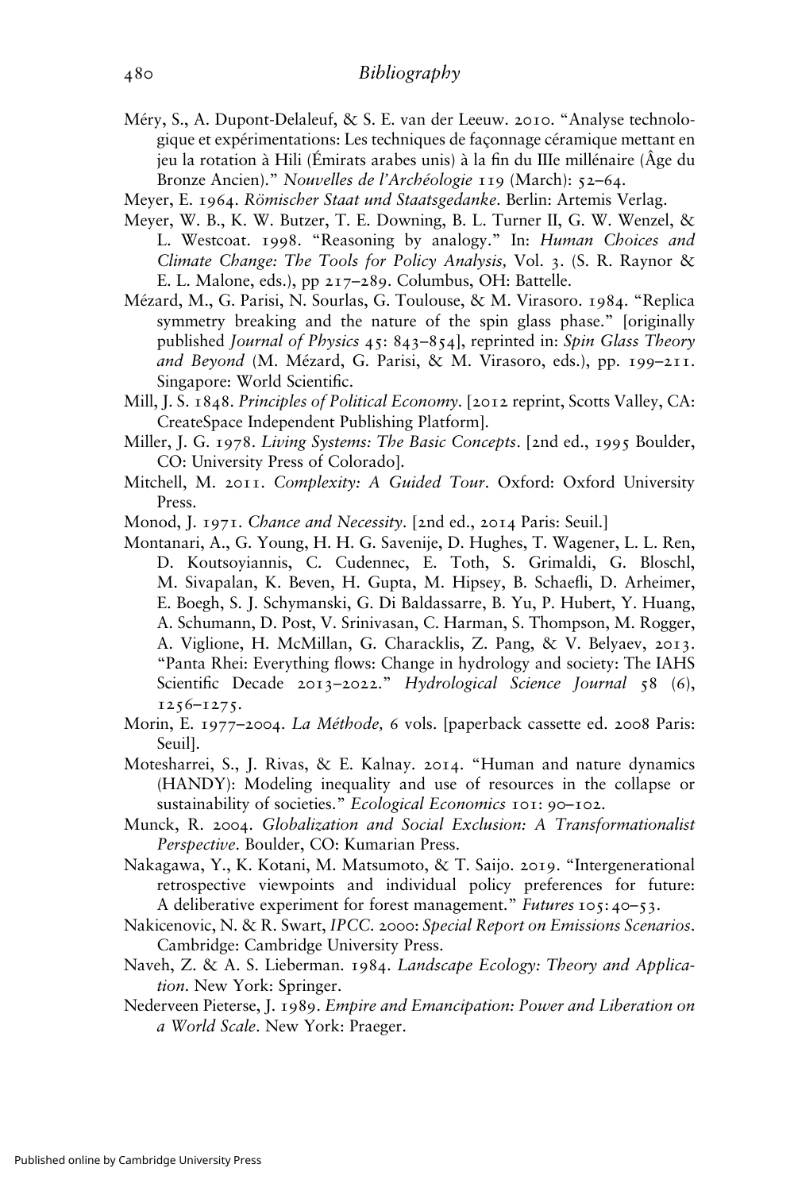Méry, S., A. Dupont-Delaleuf, & S. E. van der Leeuw. 2010. "Analyse technologique et expérimentations: Les techniques de façonnage céramique mettant en jeu la rotation à Hili (Émirats arabes unis) à la fin du IIIe millénaire (Âge du Bronze Ancien)." *Nouvelles de l'Archéologie* 119 (March): 52–64.

Meyer, E. 1964. *Römischer Staat und Staatsgedanke*. Berlin: Artemis Verlag.

Meyer, W. B., K. W. Butzer, T. E. Downing, B. L. Turner II, G. W. Wenzel, & L. Westcoat. 1998. "Reasoning by analogy." In: *Human Choices and Climate Change: The Tools for Policy Analysis,* Vol. 3. (S. R. Raynor & E. L. Malone, eds.), pp 217–289. Columbus, OH: Battelle.

Mézard, M., G. Parisi, N. Sourlas, G. Toulouse, & M. Virasoro. 1984. "Replica symmetry breaking and the nature of the spin glass phase." [originally published *Journal of Physics* 45: 843–854], reprinted in: *Spin Glass Theory and Beyond* (M. Mézard, G. Parisi, & M. Virasoro, eds.), pp. 199–211. Singapore: World Scientific.

Mill, J. S. 1848. *Principles of Political Economy*. [2012 reprint, Scotts Valley, CA: CreateSpace Independent Publishing Platform].

Miller, J. G. 1978. *Living Systems: The Basic Concepts*. [2nd ed., 1995 Boulder, CO: University Press of Colorado].

Mitchell, M. 2011. *Complexity: A Guided Tour*. Oxford: Oxford University Press.

Monod, J. 1971. *Chance and Necessity*. [2nd ed., 2014 Paris: Seuil.]

Montanari, A., G. Young, H. H. G. Savenije, D. Hughes, T. Wagener, L. L. Ren, D. Koutsoyiannis, C. Cudennec, E. Toth, S. Grimaldi, G. Bloschl, M. Sivapalan, K. Beven, H. Gupta, M. Hipsey, B. Schaefli, D. Arheimer, E. Boegh, S. J. Schymanski, G. Di Baldassarre, B. Yu, P. Hubert, Y. Huang, A. Schumann, D. Post, V. Srinivasan, C. Harman, S. Thompson, M. Rogger, A. Viglione, H. McMillan, G. Characklis, Z. Pang, & V. Belyaev, 2013. "Panta Rhei: Everything flows: Change in hydrology and society: The IAHS Scientific Decade 2013–2022." *Hydrological Science Journal* 58 (6), 1256–1275.

Morin, E. 1977–2004. *La Méthode,* 6 vols. [paperback cassette ed. 2008 Paris: Seuil].

Motesharrei, S., J. Rivas, & E. Kalnay. 2014. "Human and nature dynamics (HANDY): Modeling inequality and use of resources in the collapse or sustainability of societies." *Ecological Economics* 101: 90–102.

Munck, R. 2004. *Globalization and Social Exclusion: A Transformationalist Perspective*. Boulder, CO: Kumarian Press.

Nakagawa, Y., K. Kotani, M. Matsumoto, & T. Saijo. 2019. "Intergenerational retrospective viewpoints and individual policy preferences for future: A deliberative experiment for forest management." *Futures* 105: 40–53.

Nakicenovic, N. & R. Swart, IPCC. 2000: *Special Report on Emissions Scenarios*. Cambridge: Cambridge University Press.

Naveh, Z. & A. S. Lieberman. 1984. *Landscape Ecology: Theory and Application*. New York: Springer.

Nederveen Pieterse, J. 1989. *Empire and Emancipation: Power and Liberation on a World Scale*. New York: Praeger.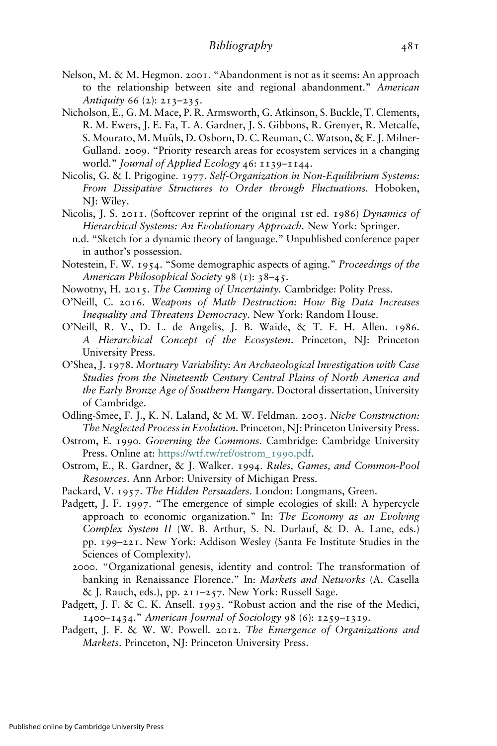Nelson, M. & M. Hegmon. 2001. "Abandonment is not as it seems: An approach to the relationship between site and regional abandonment." *American Antiquity* 66 (2): 213–235.

Nicholson, E., G. M. Mace, P. R. Armsworth, G. Atkinson, S. Buckle, T. Clements, R. M. Ewers, J. E. Fa, T. A. Gardner, J. S. Gibbons, R. Grenyer, R. Metcalfe, S. Mourato, M. Muûls, D. Osborn, D. C. Reuman, C. Watson, & E. J. Milner-Gulland. 2009. "Priority research areas for ecosystem services in a changing world." *Journal of Applied Ecology* 46: 1139–1144.

Nicolis, G. & I. Prigogine. 1977. *Self-Organization in Non-Equilibrium Systems: From Dissipative Structures to Order through Fluctuations.* Hoboken, NJ: Wiley.

Nicolis, J. S. 2011. (Softcover reprint of the original 1st ed. 1986) *Dynamics of Hierarchical Systems: An Evolutionary Approach.* New York: Springer.

n.d. "Sketch for a dynamic theory of language." Unpublished conference paper in author's possession.

Notestein, F. W. 1954. "Some demographic aspects of aging." *Proceedings of the American Philosophical Society* 98 (1): 38–45.

Nowotny, H. 2015. *The Cunning of Uncertainty.* Cambridge: Polity Press.

O'Neill, C. 2016. *Weapons of Math Destruction: How Big Data Increases Inequality and Threatens Democracy.* New York: Random House.

O'Neill, R. V., D. L. de Angelis, J. B. Waide, & T. F. H. Allen. 1986. *A Hierarchical Concept of the Ecosystem*. Princeton, NJ: Princeton University Press.

O'Shea, J. 1978. *Mortuary Variability: An Archaeological Investigation with Case Studies from the Nineteenth Century Central Plains of North America and the Early Bronze Age of Southern Hungary*. Doctoral dissertation, University of Cambridge.

Odling-Smee, F. J., K. N. Laland, & M. W. Feldman. 2003. *Niche Construction: The Neglected Process in Evolution.* Princeton, NJ: Princeton University Press.

Ostrom, E. 1990. *Governing the Commons.* Cambridge: Cambridge University Press. Online at: https://wtf.tw/ref/ostrom_1990.pdf.

Ostrom, E., R. Gardner, & J. Walker. 1994. *Rules, Games, and Common-Pool Resources*. Ann Arbor: University of Michigan Press.

Packard, V. 1957. *The Hidden Persuaders*. London: Longmans, Green.

Padgett, J. F. 1997. "The emergence of simple ecologies of skill: A hypercycle approach to economic organization." In: *The Economy as an Evolving Complex System II* (W. B. Arthur, S. N. Durlauf, & D. A. Lane, eds.) pp. 199–221. New York: Addison Wesley (Santa Fe Institute Studies in the Sciences of Complexity).

2000. "Organizational genesis, identity and control: The transformation of banking in Renaissance Florence." In: *Markets and Networks* (A. Casella & J. Rauch, eds.), pp. 211–257. New York: Russell Sage.

Padgett, J. F. & C. K. Ansell. 1993. "Robust action and the rise of the Medici, 1400–1434." *American Journal of Sociology* 98 (6): 1259–1319.

Padgett, J. F. & W. W. Powell. 2012. *The Emergence of Organizations and Markets*. Princeton, NJ: Princeton University Press.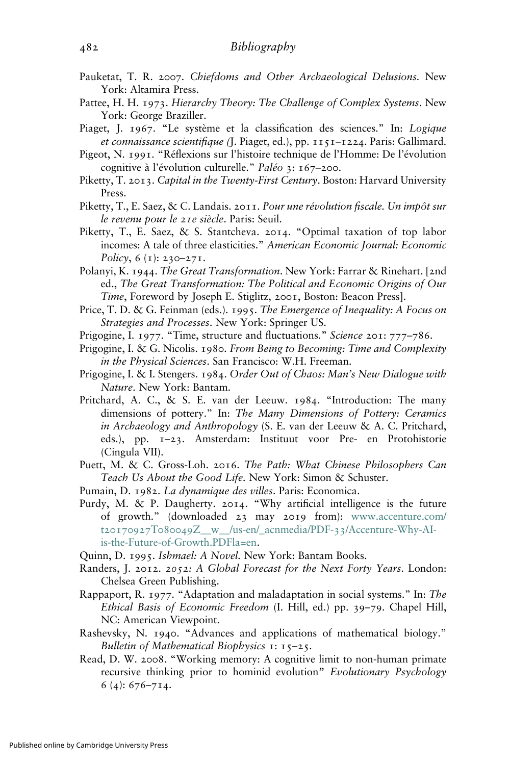Pauketat, T. R. 2007. *Chiefdoms and Other Archaeological Delusions*. New York: Altamira Press.

Pattee, H. H. 1973. *Hierarchy Theory: The Challenge of Complex Systems*. New York: George Braziller.

Piaget, J. 1967. "Le système et la classification des sciences." In: *Logique et connaissance scientifique* (J. Piaget, ed.), pp. 1151–1224. Paris: Gallimard.

Pigeot, N. 1991. "Réflexions sur l'histoire technique de l'Homme: De l'évolution cognitive à l'évolution culturelle." *Paléo* 3: 167–200.

Piketty, T. 2013. *Capital in the Twenty-First Century*. Boston: Harvard University Press.

Piketty, T., E. Saez, & C. Landais. 2011. *Pour une révolution fiscale. Un impôt sur le revenu pour le 21e siècle*. Paris: Seuil.

Piketty, T., E. Saez, & S. Stantcheva. 2014. "Optimal taxation of top labor incomes: A tale of three elasticities." *American Economic Journal: Economic Policy*, 6 (1): 230–271.

Polanyi, K. 1944. *The Great Transformation*. New York: Farrar & Rinehart. [2nd ed., *The Great Transformation: The Political and Economic Origins of Our Time*, Foreword by Joseph E. Stiglitz, 2001, Boston: Beacon Press].

Price, T. D. & G. Feinman (eds.). 1995. *The Emergence of Inequality: A Focus on Strategies and Processes*. New York: Springer US.

Prigogine, I. 1977. "Time, structure and fluctuations." *Science* 201: 777–786.

Prigogine, I. & G. Nicolis. 1980. *From Being to Becoming: Time and Complexity in the Physical Sciences*. San Francisco: W.H. Freeman.

Prigogine, I. & I. Stengers. 1984. *Order Out of Chaos: Man's New Dialogue with Nature*. New York: Bantam.

Pritchard, A. C., & S. E. van der Leeuw. 1984. "Introduction: The many dimensions of pottery." In: *The Many Dimensions of Pottery: Ceramics in Archaeology and Anthropology* (S. E. van der Leeuw & A. C. Pritchard, eds.), pp. 1–23. Amsterdam: Instituut voor Pre- en Protohistorie (Cingula VII).

Puett, M. & C. Gross-Loh. 2016. *The Path: What Chinese Philosophers Can Teach Us About the Good Life*. New York: Simon & Schuster.

Pumain, D. 1982. *La dynamique des villes*. Paris: Economica.

Purdy, M. & P. Daugherty. 2014. "Why artificial intelligence is the future of growth." (downloaded 23 may 2019 from): www.accenture.com/t20170927T080049Z__w__/us-en/_acnmedia/PDF-33/Accenture-Why-AI-is-the-Future-of-Growth.PDFla=en.

Quinn, D. 1995. *Ishmael: A Novel*. New York: Bantam Books.

Randers, J. 2012. *2052: A Global Forecast for the Next Forty Years*. London: Chelsea Green Publishing.

Rappaport, R. 1977. "Adaptation and maladaptation in social systems." In: *The Ethical Basis of Economic Freedom* (I. Hill, ed.) pp. 39–79. Chapel Hill, NC: American Viewpoint.

Rashevsky, N. 1940. "Advances and applications of mathematical biology." *Bulletin of Mathematical Biophysics* 1: 15–25.

Read, D. W. 2008. "Working memory: A cognitive limit to non-human primate recursive thinking prior to hominid evolution" *Evolutionary Psychology* 6 (4): 676–714.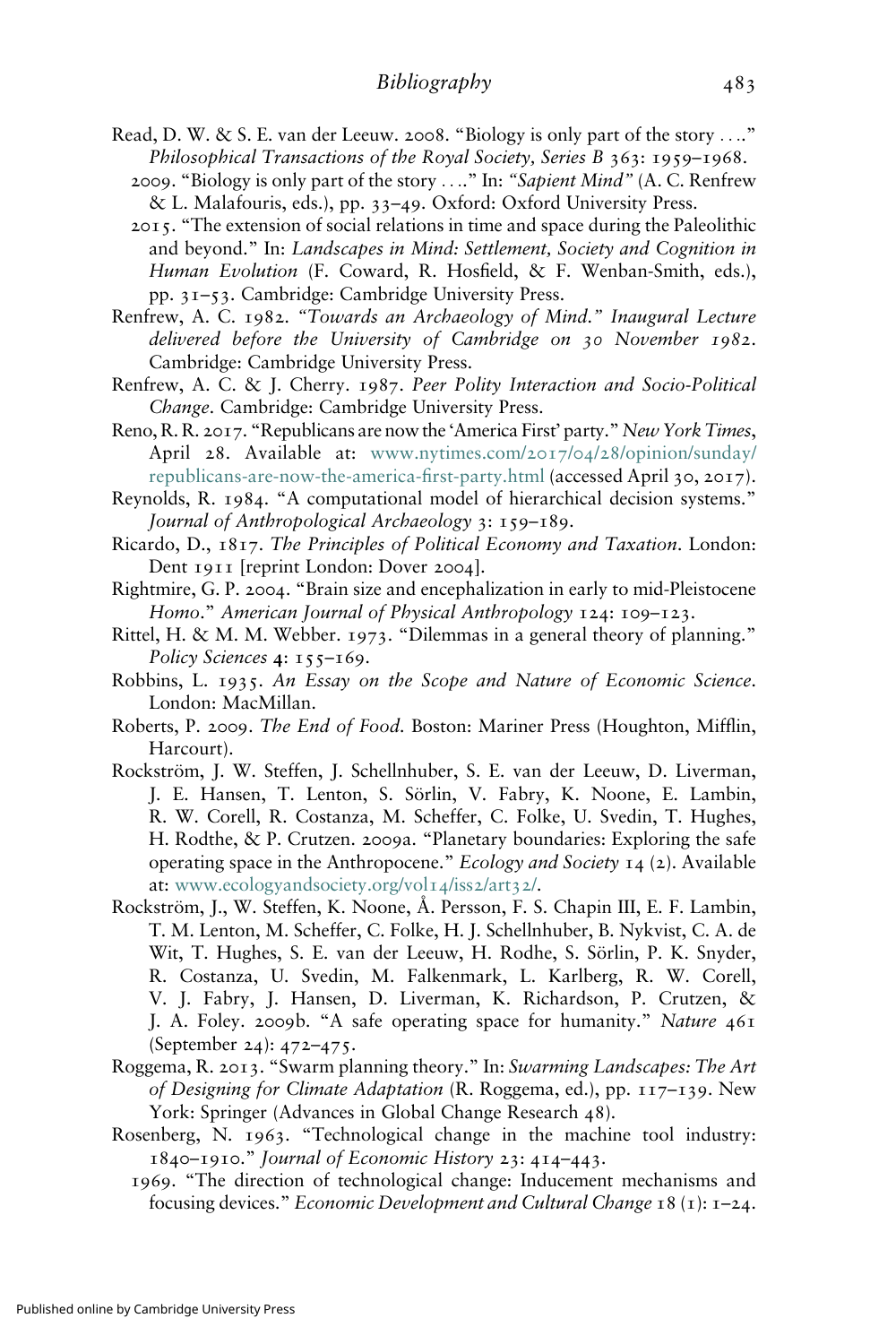Read, D. W. & S. E. van der Leeuw. 2008. "Biology is only part of the story . . .." *Philosophical Transactions of the Royal Society, Series B* 363: 1959–1968.

2009. "Biology is only part of the story . . .." In: *"Sapient Mind"* (A. C. Renfrew & L. Malafouris, eds.), pp. 33–49. Oxford: Oxford University Press.

2015. "The extension of social relations in time and space during the Paleolithic and beyond." In: *Landscapes in Mind: Settlement, Society and Cognition in Human Evolution* (F. Coward, R. Hosfield, & F. Wenban-Smith, eds.), pp. 31–53. Cambridge: Cambridge University Press.

Renfrew, A. C. 1982. *"Towards an Archaeology of Mind." Inaugural Lecture delivered before the University of Cambridge on 30 November 1982*. Cambridge: Cambridge University Press.

Renfrew, A. C. & J. Cherry. 1987. *Peer Polity Interaction and Socio-Political Change*. Cambridge: Cambridge University Press.

Reno, R. R. 2017. "Republicans are now the 'America First' party." *New York Times*, April 28. Available at: www.nytimes.com/2017/04/28/opinion/sunday/republicans-are-now-the-america-first-party.html (accessed April 30, 2017).

Reynolds, R. 1984. "A computational model of hierarchical decision systems." *Journal of Anthropological Archaeology* 3: 159–189.

Ricardo, D., 1817. *The Principles of Political Economy and Taxation*. London: Dent 1911 [reprint London: Dover 2004].

Rightmire, G. P. 2004. "Brain size and encephalization in early to mid-Pleistocene *Homo*." *American Journal of Physical Anthropology* 124: 109–123.

Rittel, H. & M. M. Webber. 1973. "Dilemmas in a general theory of planning." *Policy Sciences* 4: 155–169.

Robbins, L. 1935. *An Essay on the Scope and Nature of Economic Science*. London: MacMillan.

Roberts, P. 2009. *The End of Food*. Boston: Mariner Press (Houghton, Mifflin, Harcourt).

Rockström, J. W. Steffen, J. Schellnhuber, S. E. van der Leeuw, D. Liverman, J. E. Hansen, T. Lenton, S. Sörlin, V. Fabry, K. Noone, E. Lambin, R. W. Corell, R. Costanza, M. Scheffer, C. Folke, U. Svedin, T. Hughes, H. Rodthe, & P. Crutzen. 2009a. "Planetary boundaries: Exploring the safe operating space in the Anthropocene." *Ecology and Society* 14 (2). Available at: www.ecologyandsociety.org/vol14/iss2/art32/.

Rockström, J., W. Steffen, K. Noone, Å. Persson, F. S. Chapin III, E. F. Lambin, T. M. Lenton, M. Scheffer, C. Folke, H. J. Schellnhuber, B. Nykvist, C. A. de Wit, T. Hughes, S. E. van der Leeuw, H. Rodhe, S. Sörlin, P. K. Snyder, R. Costanza, U. Svedin, M. Falkenmark, L. Karlberg, R. W. Corell, V. J. Fabry, J. Hansen, D. Liverman, K. Richardson, P. Crutzen, & J. A. Foley. 2009b. "A safe operating space for humanity." *Nature* 461 (September 24): 472–475.

Roggema, R. 2013. "Swarm planning theory." In: *Swarming Landscapes: The Art of Designing for Climate Adaptation* (R. Roggema, ed.), pp. 117–139. New York: Springer (Advances in Global Change Research 48).

Rosenberg, N. 1963. "Technological change in the machine tool industry: 1840–1910." *Journal of Economic History* 23: 414–443.

1969. "The direction of technological change: Inducement mechanisms and focusing devices." *Economic Development and Cultural Change* 18 (1): 1–24.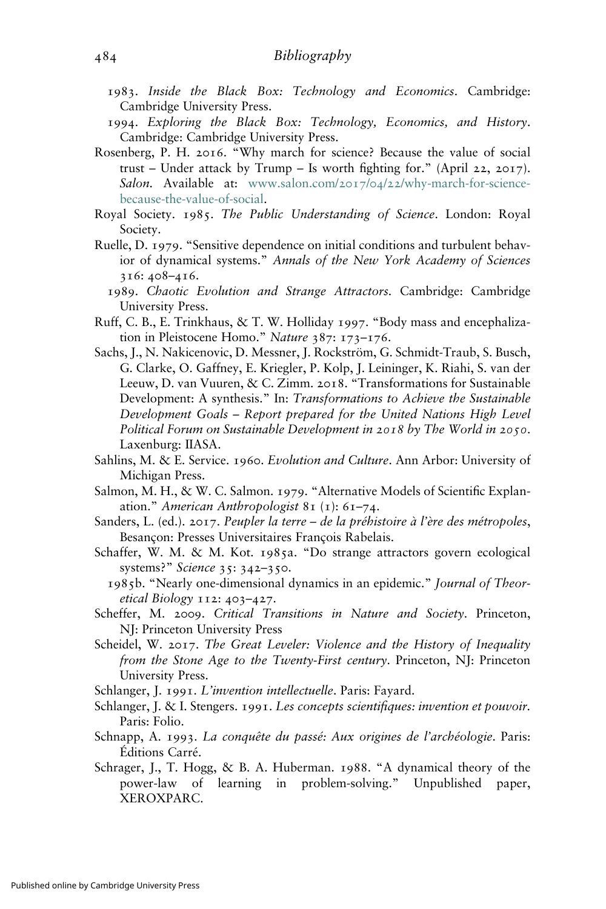1983. *Inside the Black Box: Technology and Economics*. Cambridge: Cambridge University Press.

1994. *Exploring the Black Box: Technology, Economics, and History*. Cambridge: Cambridge University Press.

Rosenberg, P. H. 2016. "Why march for science? Because the value of social trust – Under attack by Trump – Is worth fighting for." (April 22, 2017). *Salon*. Available at: www.salon.com/2017/04/22/why-march-for-science-because-the-value-of-social.

Royal Society. 1985. *The Public Understanding of Science*. London: Royal Society.

Ruelle, D. 1979. "Sensitive dependence on initial conditions and turbulent behavior of dynamical systems." *Annals of the New York Academy of Sciences* 316: 408–416.

1989. *Chaotic Evolution and Strange Attractors*. Cambridge: Cambridge University Press.

Ruff, C. B., E. Trinkhaus, & T. W. Holliday 1997. "Body mass and encephalization in Pleistocene Homo." *Nature* 387: 173–176.

Sachs, J., N. Nakicenovic, D. Messner, J. Rockström, G. Schmidt-Traub, S. Busch, G. Clarke, O. Gaffney, E. Kriegler, P. Kolp, J. Leininger, K. Riahi, S. van der Leeuw, D. van Vuuren, & C. Zimm. 2018. "Transformations for Sustainable Development: A synthesis." In: *Transformations to Achieve the Sustainable Development Goals – Report prepared for the United Nations High Level Political Forum on Sustainable Development in 2018 by The World in 2050*. Laxenburg: IIASA.

Sahlins, M. & E. Service. 1960. *Evolution and Culture*. Ann Arbor: University of Michigan Press.

Salmon, M. H., & W. C. Salmon. 1979. "Alternative Models of Scientific Explanation." *American Anthropologist* 81 (1): 61–74.

Sanders, L. (ed.). 2017. *Peupler la terre – de la préhistoire à l'ère des métropoles*, Besançon: Presses Universitaires François Rabelais.

Schaffer, W. M. & M. Kot. 1985a. "Do strange attractors govern ecological systems?" *Science* 35: 342–350.

1985b. "Nearly one-dimensional dynamics in an epidemic." *Journal of Theoretical Biology* 112: 403–427.

Scheffer, M. 2009. *Critical Transitions in Nature and Society*. Princeton, NJ: Princeton University Press

Scheidel, W. 2017. *The Great Leveler: Violence and the History of Inequality from the Stone Age to the Twenty-First century*. Princeton, NJ: Princeton University Press.

Schlanger, J. 1991. *L'invention intellectuelle*. Paris: Fayard.

Schlanger, J. & I. Stengers. 1991. *Les concepts scientifiques: invention et pouvoir*. Paris: Folio.

Schnapp, A. 1993. *La conquête du passé: Aux origines de l'archéologie*. Paris: Éditions Carré.

Schrager, J., T. Hogg, & B. A. Huberman. 1988. "A dynamical theory of the power-law of learning in problem-solving." Unpublished paper, XEROXPARC.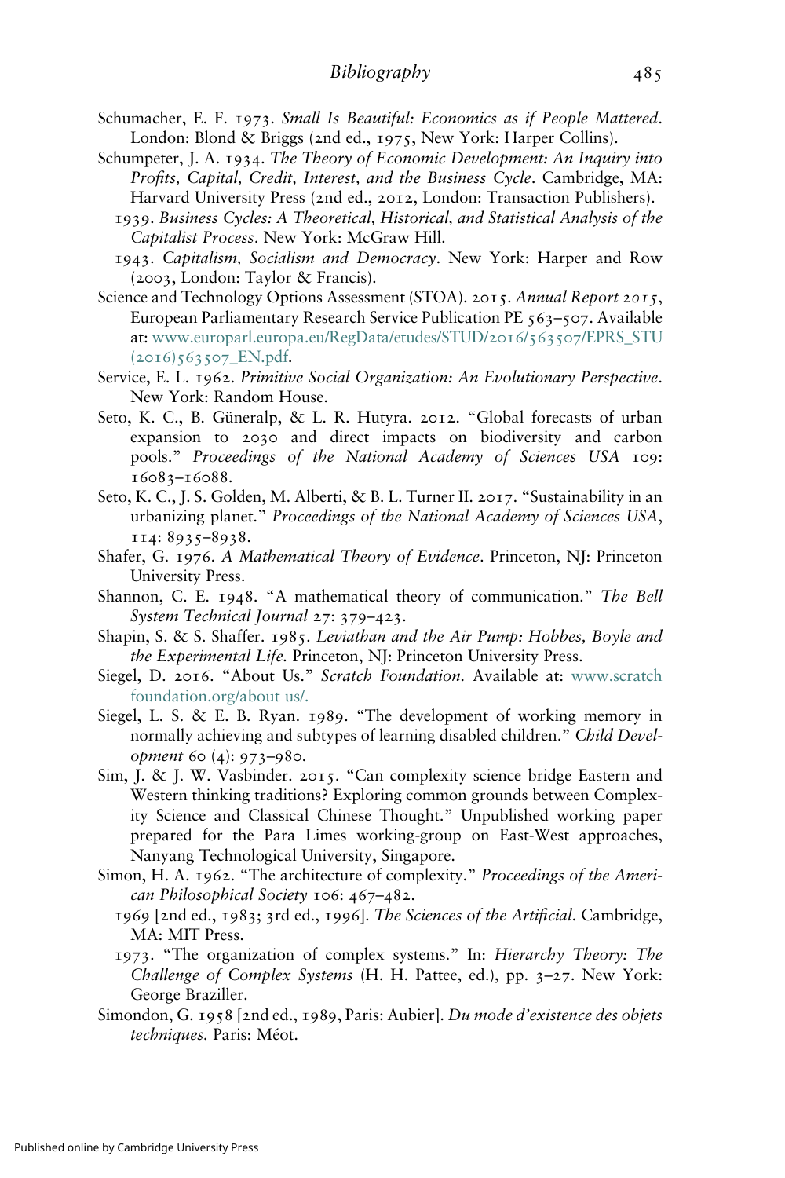Schumacher, E. F. 1973. *Small Is Beautiful: Economics as if People Mattered*. London: Blond & Briggs (2nd ed., 1975, New York: Harper Collins).

Schumpeter, J. A. 1934. *The Theory of Economic Development: An Inquiry into Profits, Capital, Credit, Interest, and the Business Cycle*. Cambridge, MA: Harvard University Press (2nd ed., 2012, London: Transaction Publishers).

1939. *Business Cycles: A Theoretical, Historical, and Statistical Analysis of the Capitalist Process*. New York: McGraw Hill.

1943. *Capitalism, Socialism and Democracy*. New York: Harper and Row (2003, London: Taylor & Francis).

Science and Technology Options Assessment (STOA). 2015. *Annual Report 2015*, European Parliamentary Research Service Publication PE 563–507. Available at: www.europarl.europa.eu/RegData/etudes/STUD/2016/563507/EPRS_STU(2016)563507_EN.pdf.

Service, E. L. 1962. *Primitive Social Organization: An Evolutionary Perspective*. New York: Random House.

Seto, K. C., B. Güneralp, & L. R. Hutyra. 2012. "Global forecasts of urban expansion to 2030 and direct impacts on biodiversity and carbon pools." *Proceedings of the National Academy of Sciences USA* 109: 16083–16088.

Seto, K. C., J. S. Golden, M. Alberti, & B. L. Turner II. 2017. "Sustainability in an urbanizing planet." *Proceedings of the National Academy of Sciences USA*, 114: 8935–8938.

Shafer, G. 1976. *A Mathematical Theory of Evidence*. Princeton, NJ: Princeton University Press.

Shannon, C. E. 1948. "A mathematical theory of communication." *The Bell System Technical Journal* 27: 379–423.

Shapin, S. & S. Shaffer. 1985. *Leviathan and the Air Pump: Hobbes, Boyle and the Experimental Life*. Princeton, NJ: Princeton University Press.

Siegel, D. 2016. "About Us." *Scratch Foundation*. Available at: www.scratchfoundation.org/about us/.

Siegel, L. S. & E. B. Ryan. 1989. "The development of working memory in normally achieving and subtypes of learning disabled children." *Child Development* 60 (4): 973–980.

Sim, J. & J. W. Vasbinder. 2015. "Can complexity science bridge Eastern and Western thinking traditions? Exploring common grounds between Complexity Science and Classical Chinese Thought." Unpublished working paper prepared for the Para Limes working-group on East-West approaches, Nanyang Technological University, Singapore.

Simon, H. A. 1962. "The architecture of complexity." *Proceedings of the American Philosophical Society* 106: 467–482.

1969 [2nd ed., 1983; 3rd ed., 1996]. *The Sciences of the Artificial*. Cambridge, MA: MIT Press.

1973. "The organization of complex systems." In: *Hierarchy Theory: The Challenge of Complex Systems* (H. H. Pattee, ed.), pp. 3–27. New York: George Braziller.

Simondon, G. 1958 [2nd ed., 1989, Paris: Aubier]. *Du mode d'existence des objets techniques*. Paris: Méot.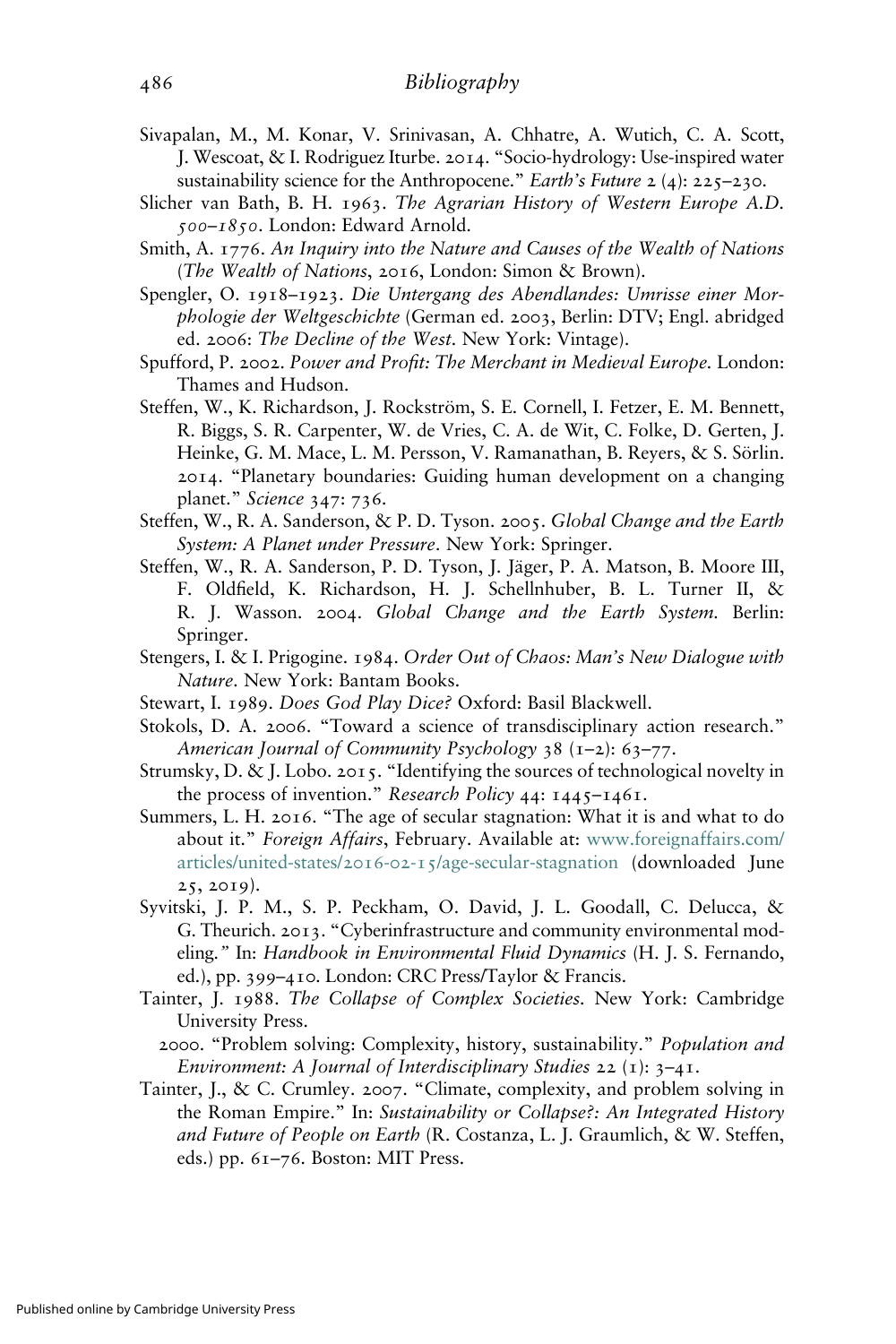Sivapalan, M., M. Konar, V. Srinivasan, A. Chhatre, A. Wutich, C. A. Scott, J. Wescoat, & I. Rodriguez Iturbe. 2014. "Socio-hydrology: Use-inspired water sustainability science for the Anthropocene." *Earth's Future* 2 (4): 225–230.

Slicher van Bath, B. H. 1963. *The Agrarian History of Western Europe A.D. 500–1850*. London: Edward Arnold.

Smith, A. 1776. *An Inquiry into the Nature and Causes of the Wealth of Nations* (*The Wealth of Nations*, 2016, London: Simon & Brown).

Spengler, O. 1918–1923. *Die Untergang des Abendlandes: Umrisse einer Morphologie der Weltgeschichte* (German ed. 2003, Berlin: DTV; Engl. abridged ed. 2006: *The Decline of the West*. New York: Vintage).

Spufford, P. 2002. *Power and Profit: The Merchant in Medieval Europe*. London: Thames and Hudson.

Steffen, W., K. Richardson, J. Rockström, S. E. Cornell, I. Fetzer, E. M. Bennett, R. Biggs, S. R. Carpenter, W. de Vries, C. A. de Wit, C. Folke, D. Gerten, J. Heinke, G. M. Mace, L. M. Persson, V. Ramanathan, B. Reyers, & S. Sörlin. 2014. "Planetary boundaries: Guiding human development on a changing planet." *Science* 347: 736.

Steffen, W., R. A. Sanderson, & P. D. Tyson. 2005. *Global Change and the Earth System: A Planet under Pressure*. New York: Springer.

Steffen, W., R. A. Sanderson, P. D. Tyson, J. Jäger, P. A. Matson, B. Moore III, F. Oldfield, K. Richardson, H. J. Schellnhuber, B. L. Turner II, & R. J. Wasson. 2004. *Global Change and the Earth System*. Berlin: Springer.

Stengers, I. & I. Prigogine. 1984. *Order Out of Chaos: Man's New Dialogue with Nature*. New York: Bantam Books.

Stewart, I. 1989. *Does God Play Dice?* Oxford: Basil Blackwell.

Stokols, D. A. 2006. "Toward a science of transdisciplinary action research." *American Journal of Community Psychology* 38 (1–2): 63–77.

Strumsky, D. & J. Lobo. 2015. "Identifying the sources of technological novelty in the process of invention." *Research Policy* 44: 1445–1461.

Summers, L. H. 2016. "The age of secular stagnation: What it is and what to do about it." *Foreign Affairs*, February. Available at: www.foreignaffairs.com/articles/united-states/2016-02-15/age-secular-stagnation (downloaded June 25, 2019).

Syvitski, J. P. M., S. P. Peckham, O. David, J. L. Goodall, C. Delucca, & G. Theurich. 2013. "Cyberinfrastructure and community environmental modeling." In: *Handbook in Environmental Fluid Dynamics* (H. J. S. Fernando, ed.), pp. 399–410. London: CRC Press/Taylor & Francis.

Tainter, J. 1988. *The Collapse of Complex Societies*. New York: Cambridge University Press.

2000. "Problem solving: Complexity, history, sustainability." *Population and Environment: A Journal of Interdisciplinary Studies* 22 (1): 3–41.

Tainter, J., & C. Crumley. 2007. "Climate, complexity, and problem solving in the Roman Empire." In: *Sustainability or Collapse?: An Integrated History and Future of People on Earth* (R. Costanza, L. J. Graumlich, & W. Steffen, eds.) pp. 61–76. Boston: MIT Press.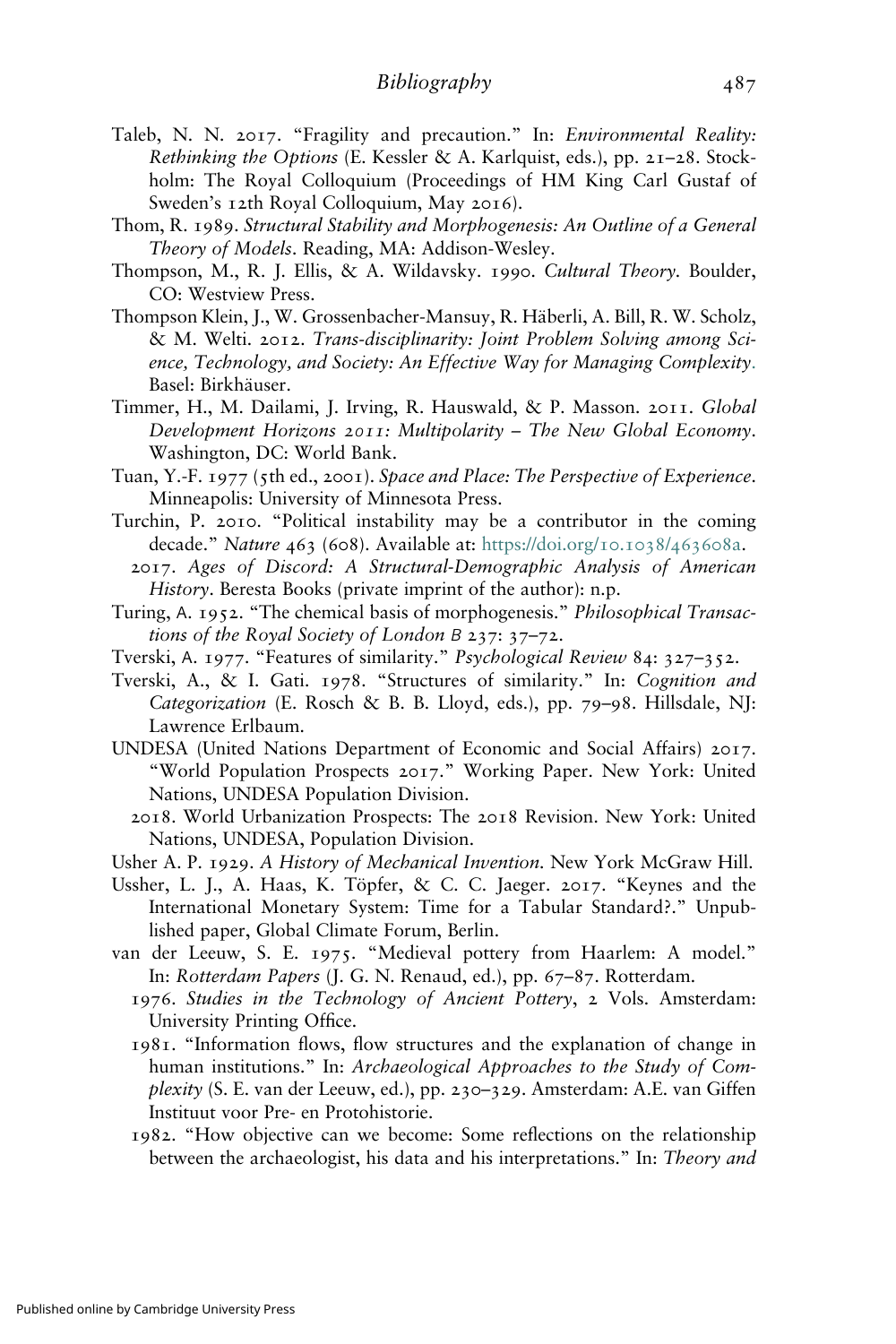Taleb, N. N. 2017. "Fragility and precaution." In: *Environmental Reality: Rethinking the Options* (E. Kessler & A. Karlquist, eds.), pp. 21–28. Stockholm: The Royal Colloquium (Proceedings of HM King Carl Gustaf of Sweden's 12th Royal Colloquium, May 2016).

Thom, R. 1989. *Structural Stability and Morphogenesis: An Outline of a General Theory of Models*. Reading, MA: Addison-Wesley.

Thompson, M., R. J. Ellis, & A. Wildavsky. 1990. *Cultural Theory*. Boulder, CO: Westview Press.

Thompson Klein, J., W. Grossenbacher-Mansuy, R. Häberli, A. Bill, R. W. Scholz, & M. Welti. 2012. *Trans-disciplinarity: Joint Problem Solving among Science, Technology, and Society: An Effective Way for Managing Complexity*. Basel: Birkhäuser.

Timmer, H., M. Dailami, J. Irving, R. Hauswald, & P. Masson. 2011. *Global Development Horizons 2011: Multipolarity – The New Global Economy*. Washington, DC: World Bank.

Tuan, Y.-F. 1977 (5th ed., 2001). *Space and Place: The Perspective of Experience*. Minneapolis: University of Minnesota Press.

Turchin, P. 2010. "Political instability may be a contributor in the coming decade." *Nature* 463 (608). Available at: https://doi.org/10.1038/463608a.

2017. *Ages of Discord: A Structural-Demographic Analysis of American History*. Beresta Books (private imprint of the author): n.p.

Turing, A. 1952. "The chemical basis of morphogenesis." *Philosophical Transactions of the Royal Society of London B* 237: 37–72.

Tverski, A. 1977. "Features of similarity." *Psychological Review* 84: 327–352.

Tverski, A., & I. Gati. 1978. "Structures of similarity." In: *Cognition and Categorization* (E. Rosch & B. B. Lloyd, eds.), pp. 79–98. Hillsdale, NJ: Lawrence Erlbaum.

UNDESA (United Nations Department of Economic and Social Affairs) 2017. "World Population Prospects 2017." Working Paper. New York: United Nations, UNDESA Population Division.

2018. World Urbanization Prospects: The 2018 Revision. New York: United Nations, UNDESA, Population Division.

Usher A. P. 1929. *A History of Mechanical Invention*. New York McGraw Hill.

Ussher, L. J., A. Haas, K. Töpfer, & C. C. Jaeger. 2017. "Keynes and the International Monetary System: Time for a Tabular Standard?." Unpublished paper, Global Climate Forum, Berlin.

van der Leeuw, S. E. 1975. "Medieval pottery from Haarlem: A model." In: *Rotterdam Papers* (J. G. N. Renaud, ed.), pp. 67–87. Rotterdam.

1976. *Studies in the Technology of Ancient Pottery*, 2 Vols. Amsterdam: University Printing Office.

1981. "Information flows, flow structures and the explanation of change in human institutions." In: *Archaeological Approaches to the Study of Complexity* (S. E. van der Leeuw, ed.), pp. 230–329. Amsterdam: A.E. van Giffen Instituut voor Pre- en Protohistorie.

1982. "How objective can we become: Some reflections on the relationship between the archaeologist, his data and his interpretations." In: *Theory and*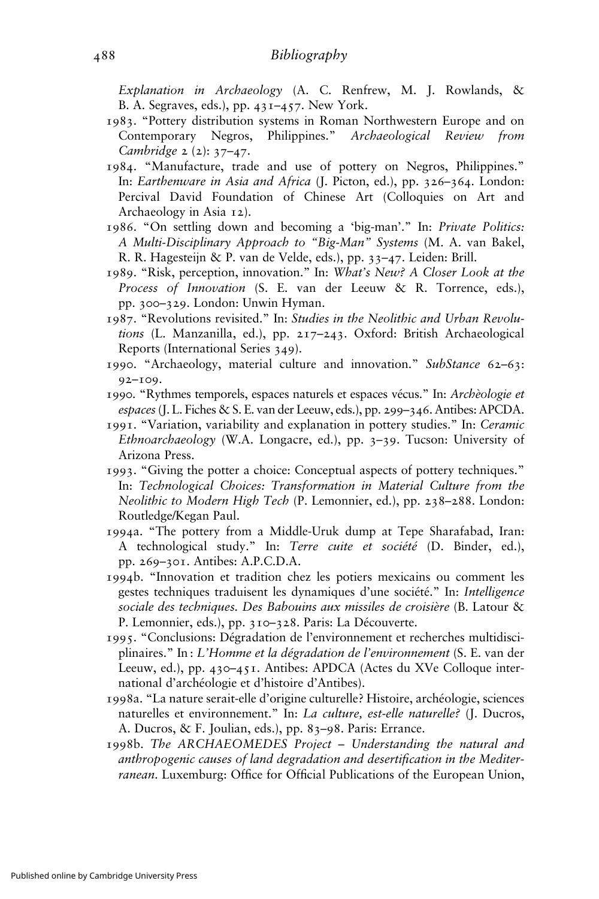*Explanation in Archaeology* (A. C. Renfrew, M. J. Rowlands, & B. A. Segraves, eds.), pp. 431–457. New York.

1983. "Pottery distribution systems in Roman Northwestern Europe and on Contemporary Negros, Philippines." *Archaeological Review from Cambridge* 2 (2): 37–47.

1984. "Manufacture, trade and use of pottery on Negros, Philippines." In: *Earthenware in Asia and Africa* (J. Picton, ed.), pp. 326–364. London: Percival David Foundation of Chinese Art (Colloquies on Art and Archaeology in Asia 12).

1986. "On settling down and becoming a 'big-man'." In: *Private Politics: A Multi-Disciplinary Approach to "Big-Man" Systems* (M. A. van Bakel, R. R. Hagesteijn & P. van de Velde, eds.), pp. 33–47. Leiden: Brill.

1989. "Risk, perception, innovation." In: *What's New? A Closer Look at the Process of Innovation* (S. E. van der Leeuw & R. Torrence, eds.), pp. 300–329. London: Unwin Hyman.

1987. "Revolutions revisited." In: *Studies in the Neolithic and Urban Revolutions* (L. Manzanilla, ed.), pp. 217–243. Oxford: British Archaeological Reports (International Series 349).

1990. "Archaeology, material culture and innovation." *SubStance* 62–63: 92–109.

1990. "Rythmes temporels, espaces naturels et espaces vécus." In: *Archèologie et espaces* (J. L. Fiches & S. E. van der Leeuw, eds.), pp. 299–346. Antibes: APCDA.

1991. "Variation, variability and explanation in pottery studies." In: *Ceramic Ethnoarchaeology* (W.A. Longacre, ed.), pp. 3–39. Tucson: University of Arizona Press.

1993. "Giving the potter a choice: Conceptual aspects of pottery techniques." In: *Technological Choices: Transformation in Material Culture from the Neolithic to Modern High Tech* (P. Lemonnier, ed.), pp. 238–288. London: Routledge/Kegan Paul.

1994a. "The pottery from a Middle-Uruk dump at Tepe Sharafabad, Iran: A technological study." In: *Terre cuite et société* (D. Binder, ed.), pp. 269–301. Antibes: A.P.C.D.A.

1994b. "Innovation et tradition chez les potiers mexicains ou comment les gestes techniques traduisent les dynamiques d'une société." In: *Intelligence sociale des techniques. Des Babouins aux missiles de croisière* (B. Latour & P. Lemonnier, eds.), pp. 310–328. Paris: La Découverte.

1995. "Conclusions: Dégradation de l'environnement et recherches multidisciplinaires." In : *L'Homme et la dégradation de l'environnement* (S. E. van der Leeuw, ed.), pp. 430–451. Antibes: APDCA (Actes du XVe Colloque international d'archéologie et d'histoire d'Antibes).

1998a. "La nature serait-elle d'origine culturelle? Histoire, archéologie, sciences naturelles et environnement." In: *La culture, est-elle naturelle?* (J. Ducros, A. Ducros, & F. Joulian, eds.), pp. 83–98. Paris: Errance.

1998b. *The ARCHAEOMEDES Project – Understanding the natural and anthropogenic causes of land degradation and desertification in the Mediterranean*. Luxemburg: Office for Official Publications of the European Union,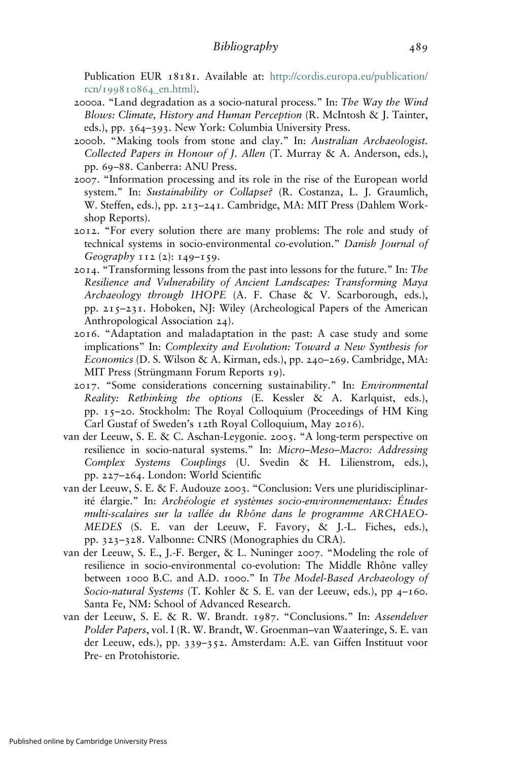Publication EUR 18181. Available at: http://cordis.europa.eu/publication/rcn/199810864_en.html).

2000a. "Land degradation as a socio-natural process." In: *The Way the Wind Blows: Climate, History and Human Perception* (R. McIntosh & J. Tainter, eds.), pp. 364–393. New York: Columbia University Press.

2000b. "Making tools from stone and clay." In: *Australian Archaeologist. Collected Papers in Honour of J. Allen* (T. Murray & A. Anderson, eds.), pp. 69–88. Canberra: ANU Press.

2007. "Information processing and its role in the rise of the European world system." In: *Sustainability or Collapse?* (R. Costanza, L. J. Graumlich, W. Steffen, eds.), pp. 213–241. Cambridge, MA: MIT Press (Dahlem Workshop Reports).

2012. "For every solution there are many problems: The role and study of technical systems in socio-environmental co-evolution." *Danish Journal of Geography* 112 (2): 149–159.

2014. "Transforming lessons from the past into lessons for the future." In: *The Resilience and Vulnerability of Ancient Landscapes: Transforming Maya Archaeology through IHOPE* (A. F. Chase & V. Scarborough, eds.), pp. 215–231. Hoboken, NJ: Wiley (Archeological Papers of the American Anthropological Association 24).

2016. "Adaptation and maladaptation in the past: A case study and some implications" In: *Complexity and Evolution: Toward a New Synthesis for Economics* (D. S. Wilson & A. Kirman, eds.), pp. 240–269. Cambridge, MA: MIT Press (Strüngmann Forum Reports 19).

2017. "Some considerations concerning sustainability." In: *Environmental Reality: Rethinking the options* (E. Kessler & A. Karlquist, eds.), pp. 15–20. Stockholm: The Royal Colloquium (Proceedings of HM King Carl Gustaf of Sweden's 12th Royal Colloquium, May 2016).

van der Leeuw, S. E. & C. Aschan-Leygonie. 2005. "A long-term perspective on resilience in socio-natural systems." In: *Micro–Meso–Macro: Addressing Complex Systems Couplings* (U. Svedin & H. Lilienstrom, eds.), pp. 227–264. London: World Scientific

van der Leeuw, S. E. & F. Audouze 2003. "Conclusion: Vers une pluridisciplinarité élargie." In: *Archéologie et systèmes socio-environnementaux: Études multi-scalaires sur la vallée du Rhône dans le programme ARCHAEOMEDES* (S. E. van der Leeuw, F. Favory, & J.-L. Fiches, eds.), pp. 323–328. Valbonne: CNRS (Monographies du CRA).

van der Leeuw, S. E., J.-F. Berger, & L. Nuninger 2007. "Modeling the role of resilience in socio-environmental co-evolution: The Middle Rhône valley between 1000 B.C. and A.D. 1000." In *The Model-Based Archaeology of Socio-natural Systems* (T. Kohler & S. E. van der Leeuw, eds.), pp 4–160. Santa Fe, NM: School of Advanced Research.

van der Leeuw, S. E. & R. W. Brandt. 1987. "Conclusions." In: *Assendelver Polder Papers*, vol. I (R. W. Brandt, W. Groenman–van Waateringe, S. E. van der Leeuw, eds.), pp. 339–352. Amsterdam: A.E. van Giffen Instituut voor Pre- en Protohistorie.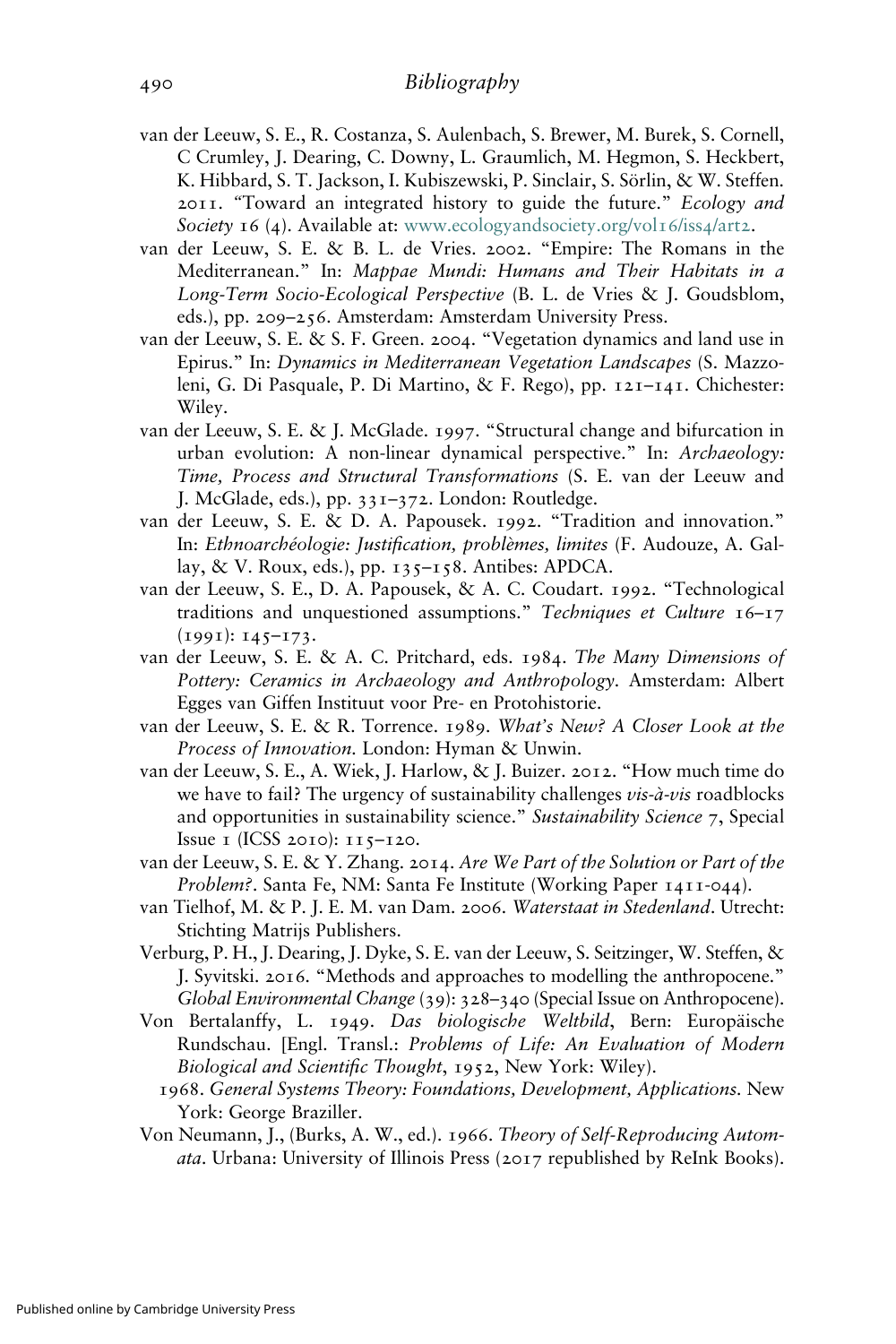van der Leeuw, S. E., R. Costanza, S. Aulenbach, S. Brewer, M. Burek, S. Cornell, C Crumley, J. Dearing, C. Downy, L. Graumlich, M. Hegmon, S. Heckbert, K. Hibbard, S. T. Jackson, I. Kubiszewski, P. Sinclair, S. Sörlin, & W. Steffen. 2011. "Toward an integrated history to guide the future." *Ecology and Society* 16 (4). Available at: www.ecologyandsociety.org/vol16/iss4/art2.

van der Leeuw, S. E. & B. L. de Vries. 2002. "Empire: The Romans in the Mediterranean." In: *Mappae Mundi: Humans and Their Habitats in a Long-Term Socio-Ecological Perspective* (B. L. de Vries & J. Goudsblom, eds.), pp. 209–256. Amsterdam: Amsterdam University Press.

van der Leeuw, S. E. & S. F. Green. 2004. "Vegetation dynamics and land use in Epirus." In: *Dynamics in Mediterranean Vegetation Landscapes* (S. Mazzoleni, G. Di Pasquale, P. Di Martino, & F. Rego), pp. 121–141. Chichester: Wiley.

van der Leeuw, S. E. & J. McGlade. 1997. "Structural change and bifurcation in urban evolution: A non-linear dynamical perspective." In: *Archaeology: Time, Process and Structural Transformations* (S. E. van der Leeuw and J. McGlade, eds.), pp. 331–372. London: Routledge.

van der Leeuw, S. E. & D. A. Papousek. 1992. "Tradition and innovation." In: *Ethnoarchéologie: Justification, problèmes, limites* (F. Audouze, A. Gallay, & V. Roux, eds.), pp. 135–158. Antibes: APDCA.

van der Leeuw, S. E., D. A. Papousek, & A. C. Coudart. 1992. "Technological traditions and unquestioned assumptions." *Techniques et Culture* 16–17 (1991): 145–173.

van der Leeuw, S. E. & A. C. Pritchard, eds. 1984. *The Many Dimensions of Pottery: Ceramics in Archaeology and Anthropology*. Amsterdam: Albert Egges van Giffen Instituut voor Pre- en Protohistorie.

van der Leeuw, S. E. & R. Torrence. 1989. *What's New? A Closer Look at the Process of Innovation*. London: Hyman & Unwin.

van der Leeuw, S. E., A. Wiek, J. Harlow, & J. Buizer. 2012. "How much time do we have to fail? The urgency of sustainability challenges *vis-à-vis* roadblocks and opportunities in sustainability science." *Sustainability Science* 7, Special Issue 1 (ICSS 2010): 115–120.

van der Leeuw, S. E. & Y. Zhang. 2014. *Are We Part of the Solution or Part of the Problem?*. Santa Fe, NM: Santa Fe Institute (Working Paper 1411-044).

van Tielhof, M. & P. J. E. M. van Dam. 2006. *Waterstaat in Stedenland*. Utrecht: Stichting Matrijs Publishers.

Verburg, P. H., J. Dearing, J. Dyke, S. E. van der Leeuw, S. Seitzinger, W. Steffen, & J. Syvitski. 2016. "Methods and approaches to modelling the anthropocene." *Global Environmental Change* (39): 328–340 (Special Issue on Anthropocene).

Von Bertalanffy, L. 1949. *Das biologische Weltbild*, Bern: Europäische Rundschau. [Engl. Transl.: *Problems of Life: An Evaluation of Modern Biological and Scientific Thought*, 1952, New York: Wiley).

1968. *General Systems Theory: Foundations, Development, Applications*. New York: George Braziller.

Von Neumann, J., (Burks, A. W., ed.). 1966. *Theory of Self-Reproducing Automata*. Urbana: University of Illinois Press (2017 republished by ReInk Books).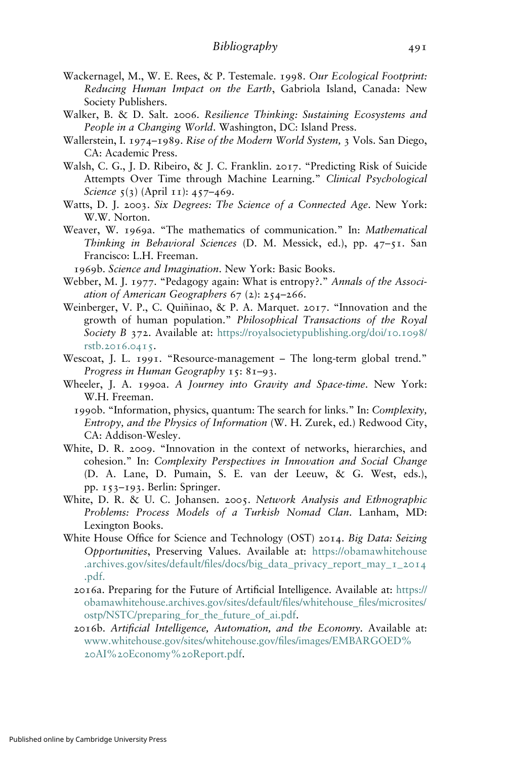Wackernagel, M., W. E. Rees, & P. Testemale. 1998. *Our Ecological Footprint: Reducing Human Impact on the Earth*, Gabriola Island, Canada: New Society Publishers.

Walker, B. & D. Salt. 2006. *Resilience Thinking: Sustaining Ecosystems and People in a Changing World*. Washington, DC: Island Press.

Wallerstein, I. 1974–1989. *Rise of the Modern World System,* 3 Vols. San Diego, CA: Academic Press.

Walsh, C. G., J. D. Ribeiro, & J. C. Franklin. 2017. "Predicting Risk of Suicide Attempts Over Time through Machine Learning." *Clinical Psychological Science* 5(3) (April 11): 457–469.

Watts, D. J. 2003. *Six Degrees: The Science of a Connected Age*. New York: W.W. Norton.

Weaver, W. 1969a. "The mathematics of communication." In: *Mathematical Thinking in Behavioral Sciences* (D. M. Messick, ed.), pp. 47–51. San Francisco: L.H. Freeman.

1969b. *Science and Imagination*. New York: Basic Books.

Webber, M. J. 1977. "Pedagogy again: What is entropy?." *Annals of the Association of American Geographers* 67 (2): 254–266.

Weinberger, V. P., C. Quiñinao, & P. A. Marquet. 2017. "Innovation and the growth of human population." *Philosophical Transactions of the Royal Society B* 372. Available at: https://royalsocietypublishing.org/doi/10.1098/rstb.2016.0415.

Wescoat, J. L. 1991. "Resource-management – The long-term global trend." *Progress in Human Geography* 15: 81–93.

Wheeler, J. A. 1990a. *A Journey into Gravity and Space-time*. New York: W.H. Freeman.

1990b. "Information, physics, quantum: The search for links." In: *Complexity, Entropy, and the Physics of Information* (W. H. Zurek, ed.) Redwood City, CA: Addison-Wesley.

White, D. R. 2009. "Innovation in the context of networks, hierarchies, and cohesion." In: *Complexity Perspectives in Innovation and Social Change* (D. A. Lane, D. Pumain, S. E. van der Leeuw, & G. West, eds.), pp. 153–193. Berlin: Springer.

White, D. R. & U. C. Johansen. 2005. *Network Analysis and Ethnographic Problems: Process Models of a Turkish Nomad Clan*. Lanham, MD: Lexington Books.

White House Office for Science and Technology (OST) 2014. *Big Data: Seizing Opportunities*, Preserving Values. Available at: https://obamawhitehouse.archives.gov/sites/default/files/docs/big_data_privacy_report_may_1_2014.pdf.

2016a. Preparing for the Future of Artificial Intelligence. Available at: https://obamawhitehouse.archives.gov/sites/default/files/whitehouse_files/microsites/ostp/NSTC/preparing_for_the_future_of_ai.pdf.

2016b. *Artificial Intelligence, Automation, and the Economy*. Available at: www.whitehouse.gov/sites/whitehouse.gov/files/images/EMBARGOED%20AI%20Economy%20Report.pdf.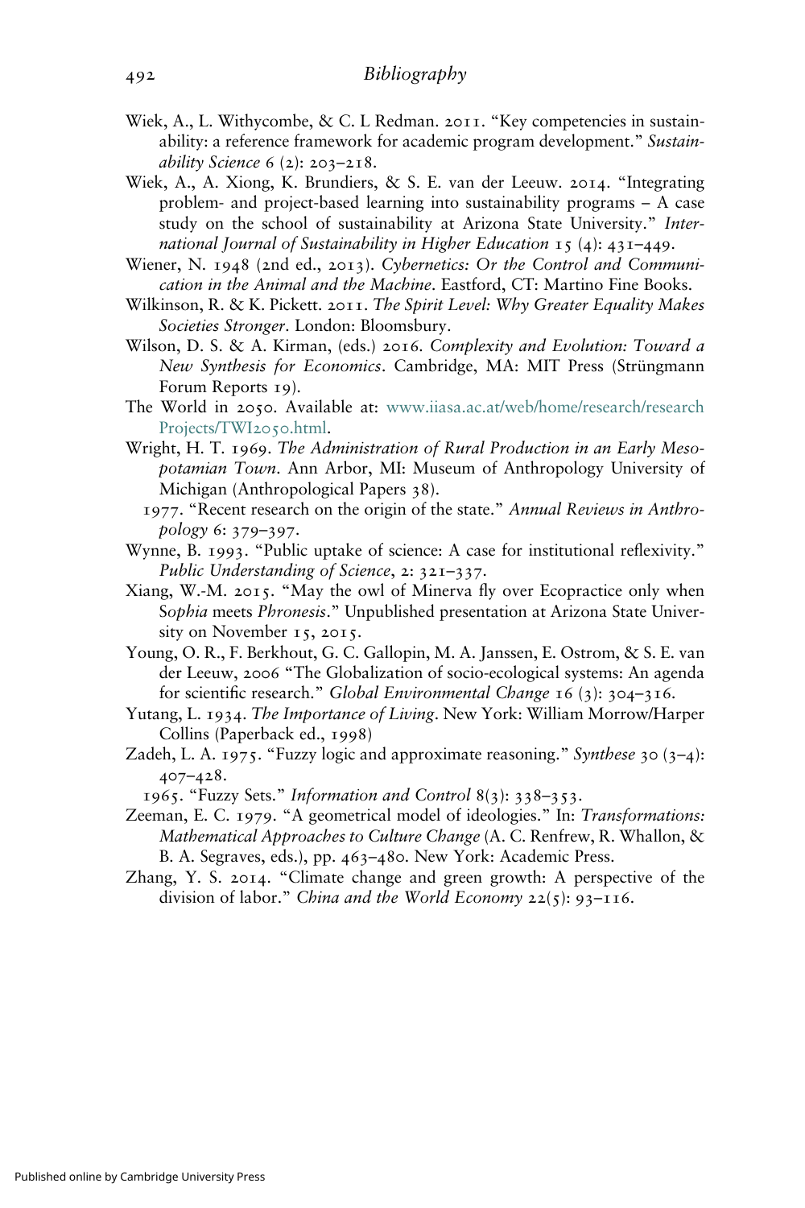Wiek, A., L. Withycombe, & C. L Redman. 2011. "Key competencies in sustainability: a reference framework for academic program development." *Sustainability Science* 6 (2): 203–218.

Wiek, A., A. Xiong, K. Brundiers, & S. E. van der Leeuw. 2014. "Integrating problem- and project-based learning into sustainability programs – A case study on the school of sustainability at Arizona State University." *International Journal of Sustainability in Higher Education* 15 (4): 431–449.

Wiener, N. 1948 (2nd ed., 2013). *Cybernetics: Or the Control and Communication in the Animal and the Machine*. Eastford, CT: Martino Fine Books.

Wilkinson, R. & K. Pickett. 2011. *The Spirit Level: Why Greater Equality Makes Societies Stronger*. London: Bloomsbury.

Wilson, D. S. & A. Kirman, (eds.) 2016. *Complexity and Evolution: Toward a New Synthesis for Economics*. Cambridge, MA: MIT Press (Strüngmann Forum Reports 19).

The World in 2050. Available at: www.iiasa.ac.at/web/home/research/researchProjects/TWI2050.html.

Wright, H. T. 1969. *The Administration of Rural Production in an Early Mesopotamian Town*. Ann Arbor, MI: Museum of Anthropology University of Michigan (Anthropological Papers 38).

1977. "Recent research on the origin of the state." *Annual Reviews in Anthropology* 6: 379–397.

Wynne, B. 1993. "Public uptake of science: A case for institutional reflexivity." *Public Understanding of Science*, 2: 321–337.

Xiang, W.-M. 2015. "May the owl of Minerva fly over Ecopractice only when *Sophia* meets *Phronesis*." Unpublished presentation at Arizona State University on November 15, 2015.

Young, O. R., F. Berkhout, G. C. Gallopin, M. A. Janssen, E. Ostrom, & S. E. van der Leeuw, 2006 "The Globalization of socio-ecological systems: An agenda for scientific research." *Global Environmental Change* 16 (3): 304–316.

Yutang, L. 1934. *The Importance of Living*. New York: William Morrow/Harper Collins (Paperback ed., 1998)

Zadeh, L. A. 1975. "Fuzzy logic and approximate reasoning." *Synthese* 30 (3–4): 407–428.

1965. "Fuzzy Sets." *Information and Control* 8(3): 338–353.

Zeeman, E. C. 1979. "A geometrical model of ideologies." In: *Transformations: Mathematical Approaches to Culture Change* (A. C. Renfrew, R. Whallon, & B. A. Segraves, eds.), pp. 463–480. New York: Academic Press.

Zhang, Y. S. 2014. "Climate change and green growth: A perspective of the division of labor." *China and the World Economy* 22(5): 93–116.